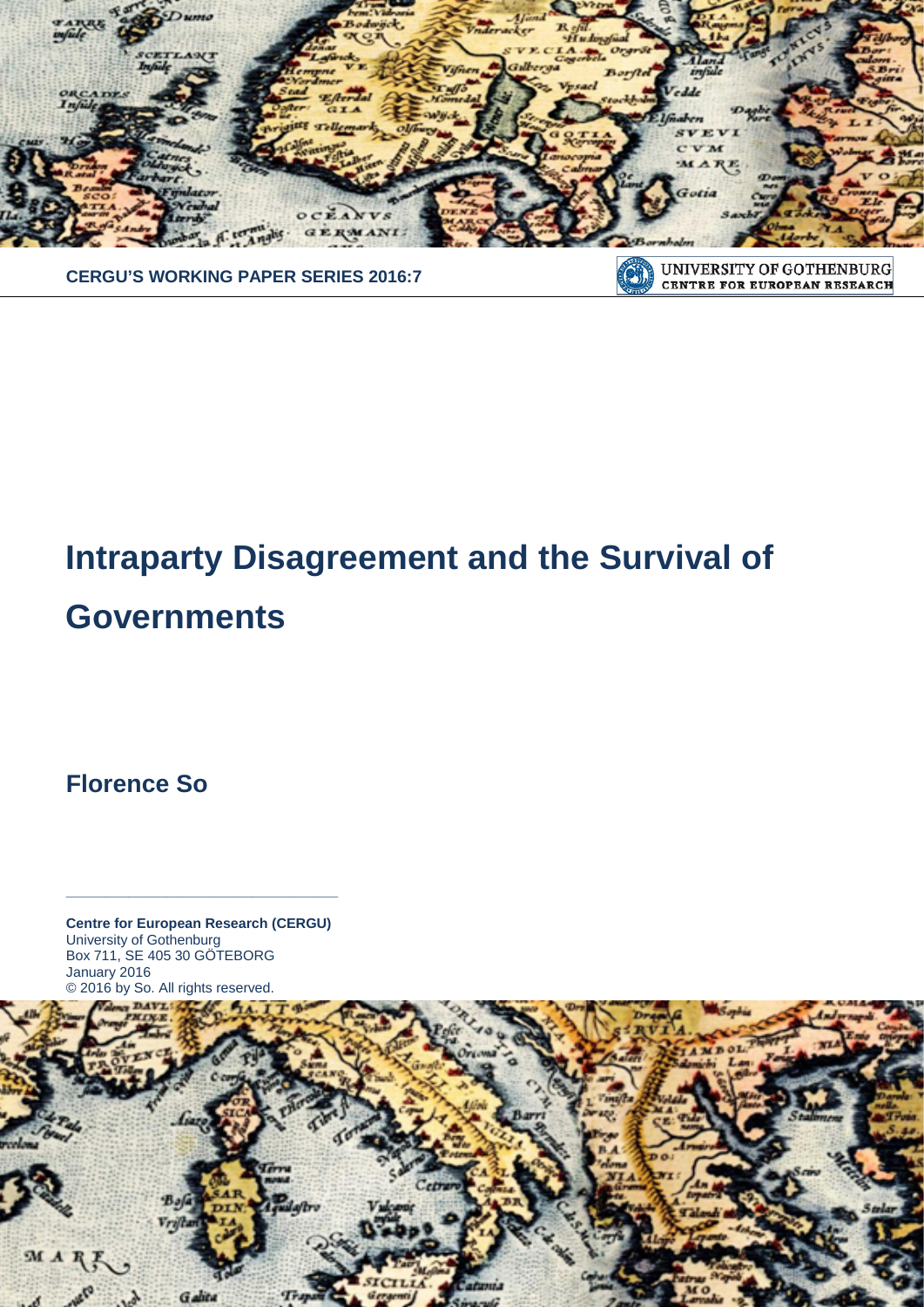CERGU'S WORKING PAPER SERIES 2016:7

UNIVERSITY OF GOTHENBURG
CENTRE FOR EUROPEAN RESEARCH

# Intraparty Disagreement and the Survival of Governments

**Florence So**

**Centre for European Research (CERGU)**
University of Gothenburg
Box 711, SE 405 30 GÖTEBORG
January 2016
© 2016 by So. All rights reserved.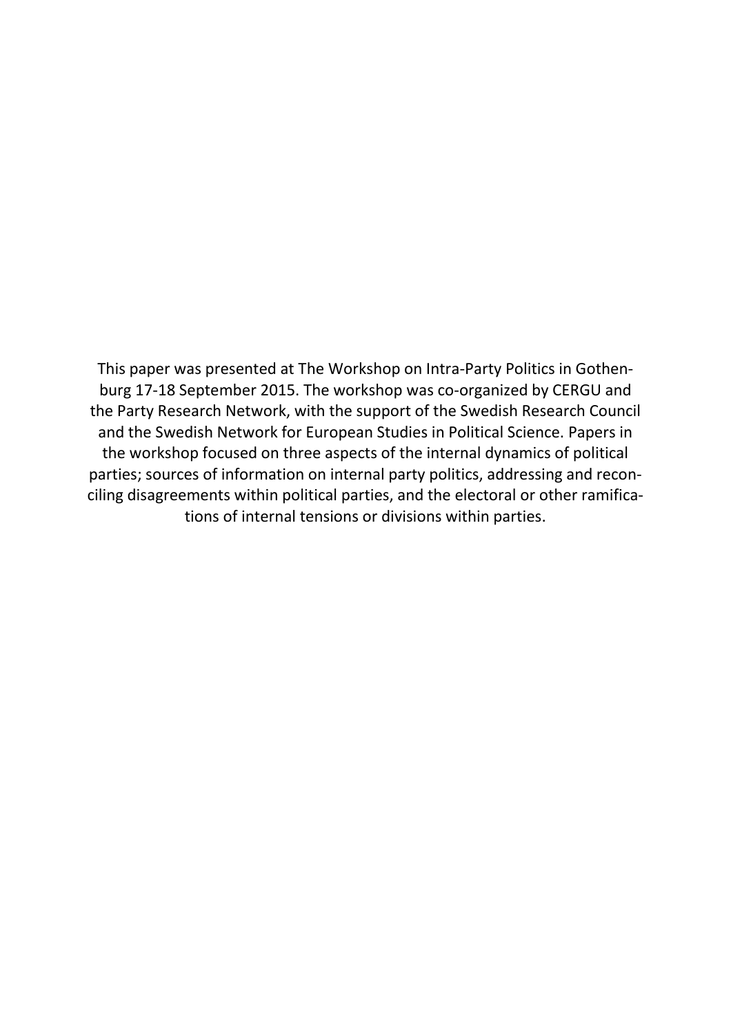This paper was presented at The Workshop on Intra-Party Politics in Gothenburg 17-18 September 2015. The workshop was co-organized by CERGU and the Party Research Network, with the support of the Swedish Research Council and the Swedish Network for European Studies in Political Science. Papers in the workshop focused on three aspects of the internal dynamics of political parties; sources of information on internal party politics, addressing and reconciling disagreements within political parties, and the electoral or other ramifications of internal tensions or divisions within parties.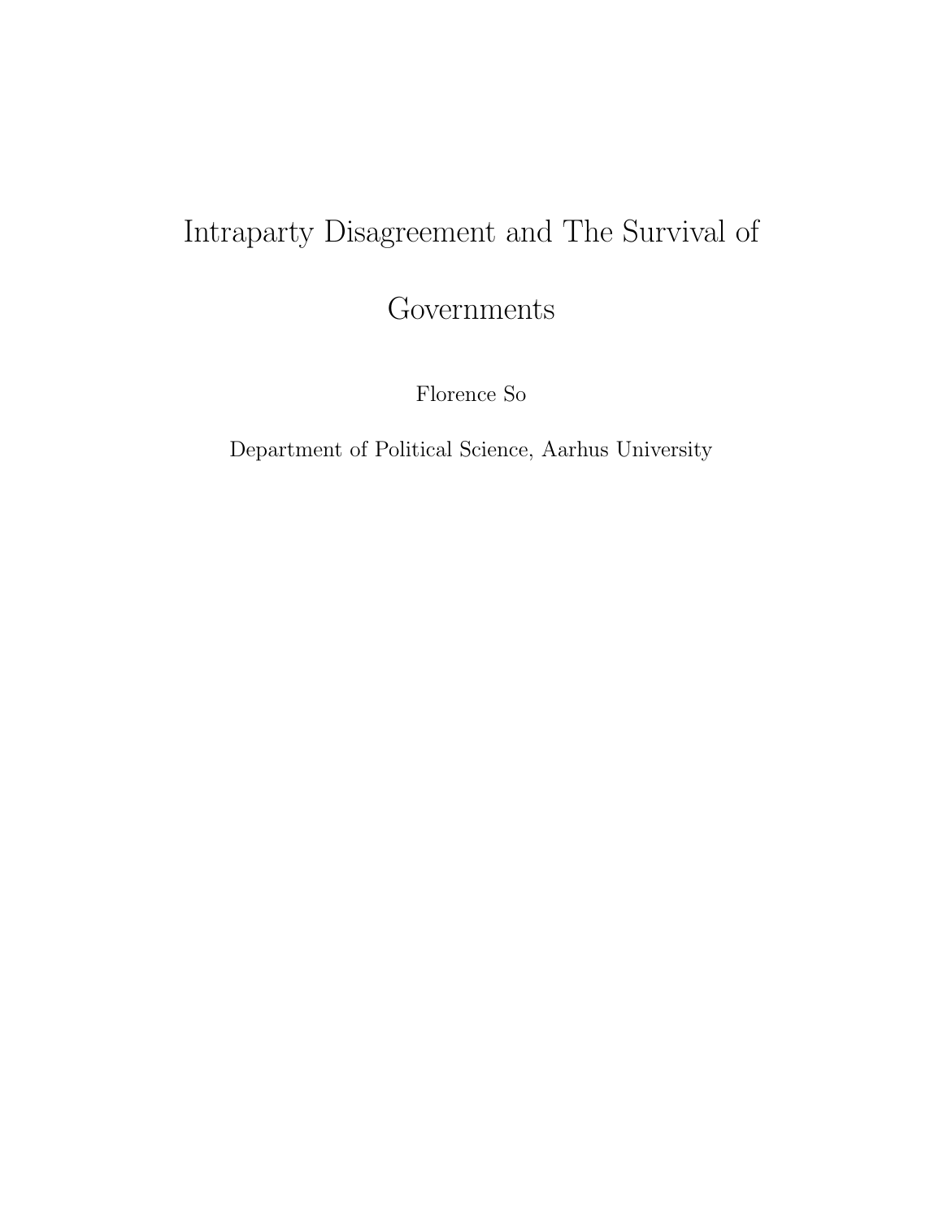# Intraparty Disagreement and The Survival of Governments

Florence So

Department of Political Science, Aarhus University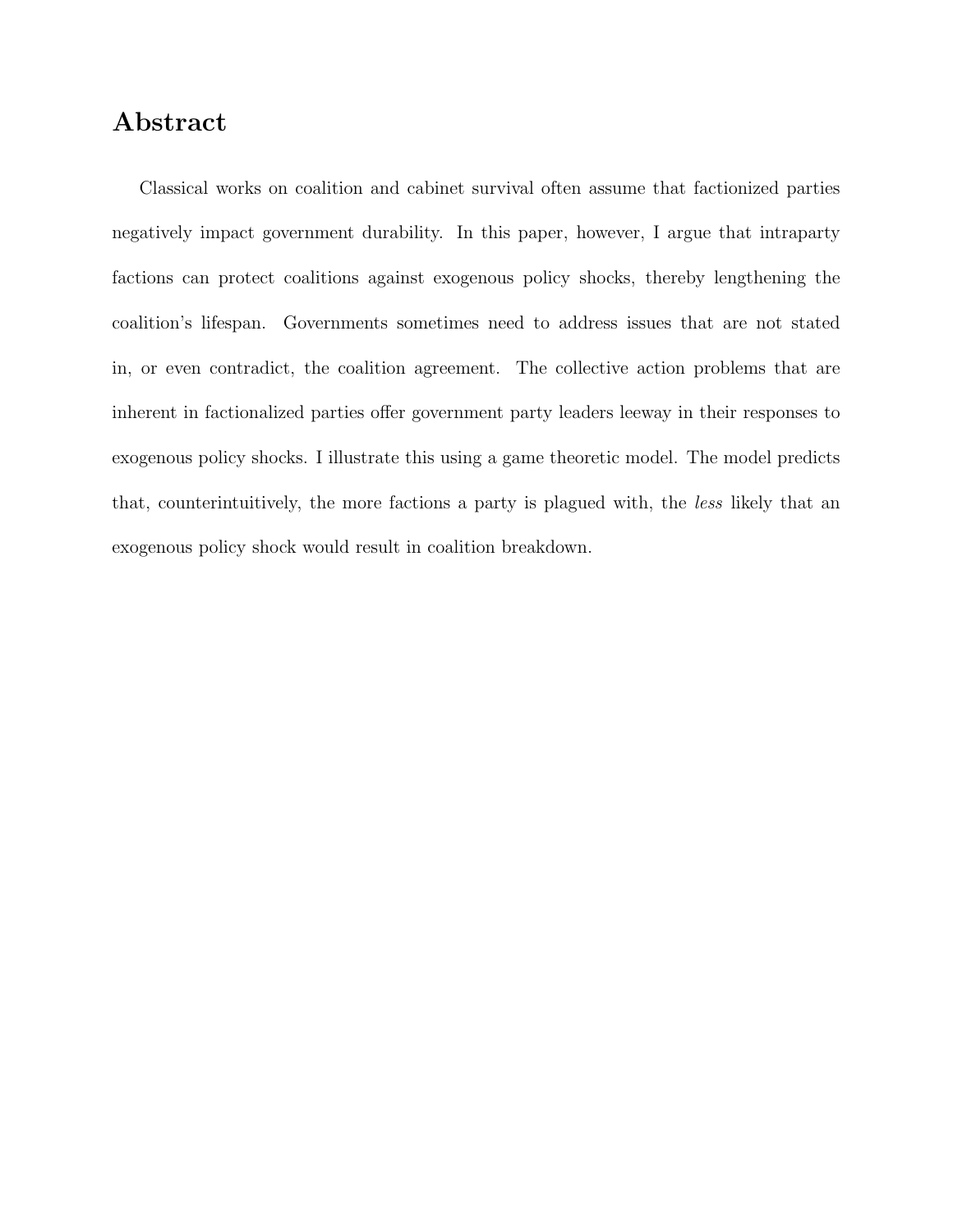## Abstract

Classical works on coalition and cabinet survival often assume that factionized parties negatively impact government durability. In this paper, however, I argue that intraparty factions can protect coalitions against exogenous policy shocks, thereby lengthening the coalition's lifespan. Governments sometimes need to address issues that are not stated in, or even contradict, the coalition agreement. The collective action problems that are inherent in factionalized parties offer government party leaders leeway in their responses to exogenous policy shocks. I illustrate this using a game theoretic model. The model predicts that, counterintuitively, the more factions a party is plagued with, the *less* likely that an exogenous policy shock would result in coalition breakdown.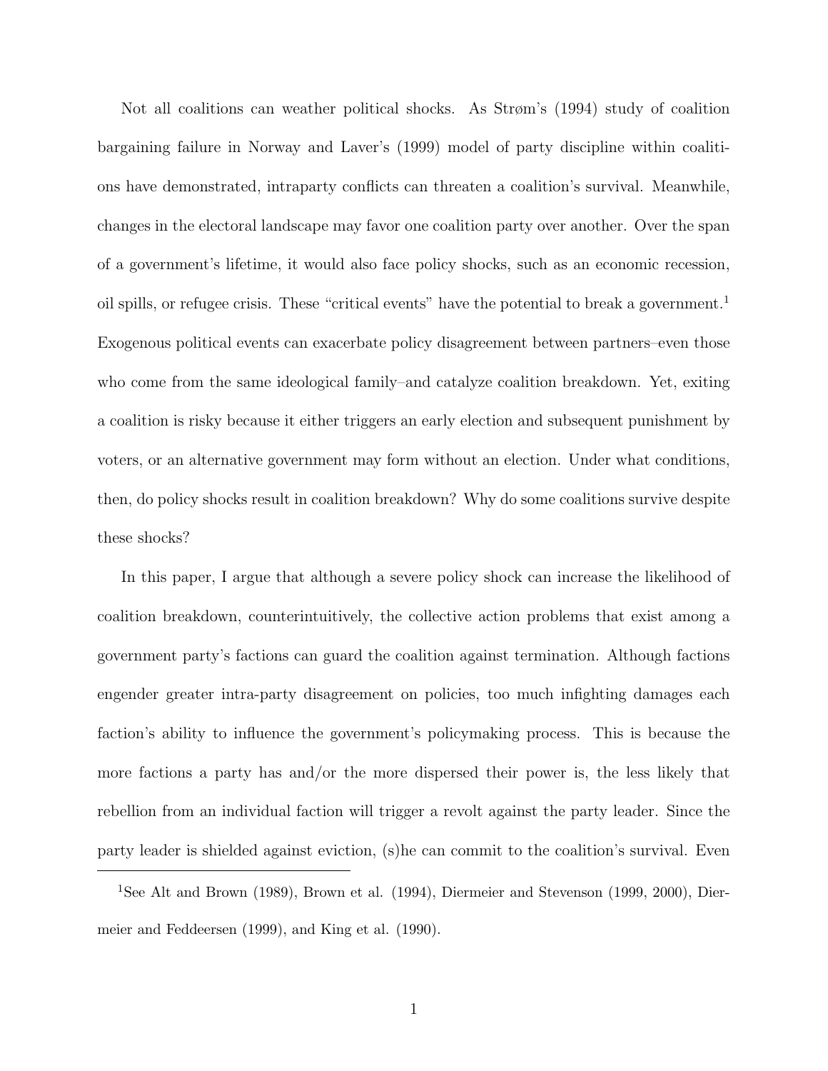Not all coalitions can weather political shocks. As Strøm's (1994) study of coalition bargaining failure in Norway and Laver's (1999) model of party discipline within coalitions have demonstrated, intraparty conflicts can threaten a coalition's survival. Meanwhile, changes in the electoral landscape may favor one coalition party over another. Over the span of a government's lifetime, it would also face policy shocks, such as an economic recession, oil spills, or refugee crisis. These "critical events" have the potential to break a government.[1] Exogenous political events can exacerbate policy disagreement between partners–even those who come from the same ideological family–and catalyze coalition breakdown. Yet, exiting a coalition is risky because it either triggers an early election and subsequent punishment by voters, or an alternative government may form without an election. Under what conditions, then, do policy shocks result in coalition breakdown? Why do some coalitions survive despite these shocks?

In this paper, I argue that although a severe policy shock can increase the likelihood of coalition breakdown, counterintuitively, the collective action problems that exist among a government party's factions can guard the coalition against termination. Although factions engender greater intra-party disagreement on policies, too much infighting damages each faction's ability to influence the government's policymaking process. This is because the more factions a party has and/or the more dispersed their power is, the less likely that rebellion from an individual faction will trigger a revolt against the party leader. Since the party leader is shielded against eviction, (s)he can commit to the coalition's survival. Even

[1] See Alt and Brown (1989), Brown et al. (1994), Diermeier and Stevenson (1999, 2000), Diermeier and Feddeersen (1999), and King et al. (1990).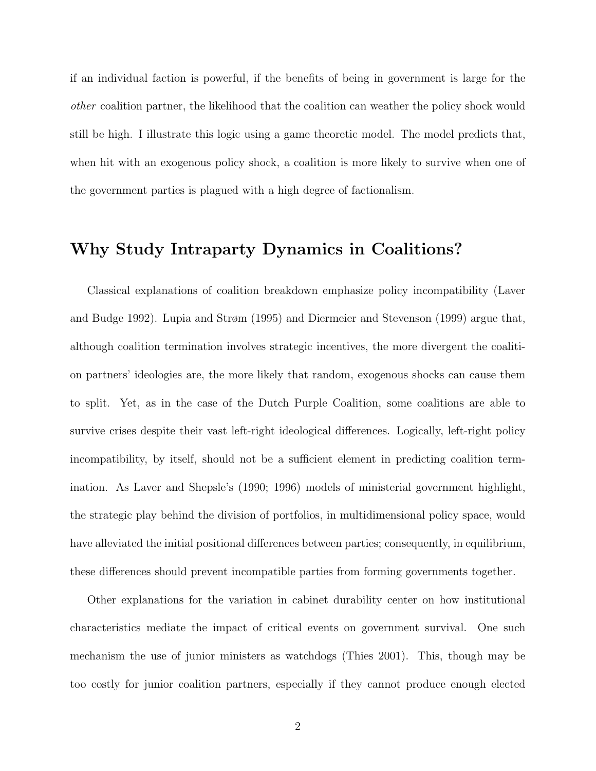if an individual faction is powerful, if the benefits of being in government is large for the *other* coalition partner, the likelihood that the coalition can weather the policy shock would still be high. I illustrate this logic using a game theoretic model. The model predicts that, when hit with an exogenous policy shock, a coalition is more likely to survive when one of the government parties is plagued with a high degree of factionalism.

## Why Study Intraparty Dynamics in Coalitions?

Classical explanations of coalition breakdown emphasize policy incompatibility (Laver and Budge 1992). Lupia and Strøm (1995) and Diermeier and Stevenson (1999) argue that, although coalition termination involves strategic incentives, the more divergent the coalition partners' ideologies are, the more likely that random, exogenous shocks can cause them to split. Yet, as in the case of the Dutch Purple Coalition, some coalitions are able to survive crises despite their vast left-right ideological differences. Logically, left-right policy incompatibility, by itself, should not be a sufficient element in predicting coalition termination. As Laver and Shepsle's (1990; 1996) models of ministerial government highlight, the strategic play behind the division of portfolios, in multidimensional policy space, would have alleviated the initial positional differences between parties; consequently, in equilibrium, these differences should prevent incompatible parties from forming governments together.

Other explanations for the variation in cabinet durability center on how institutional characteristics mediate the impact of critical events on government survival. One such mechanism the use of junior ministers as watchdogs (Thies 2001). This, though may be too costly for junior coalition partners, especially if they cannot produce enough elected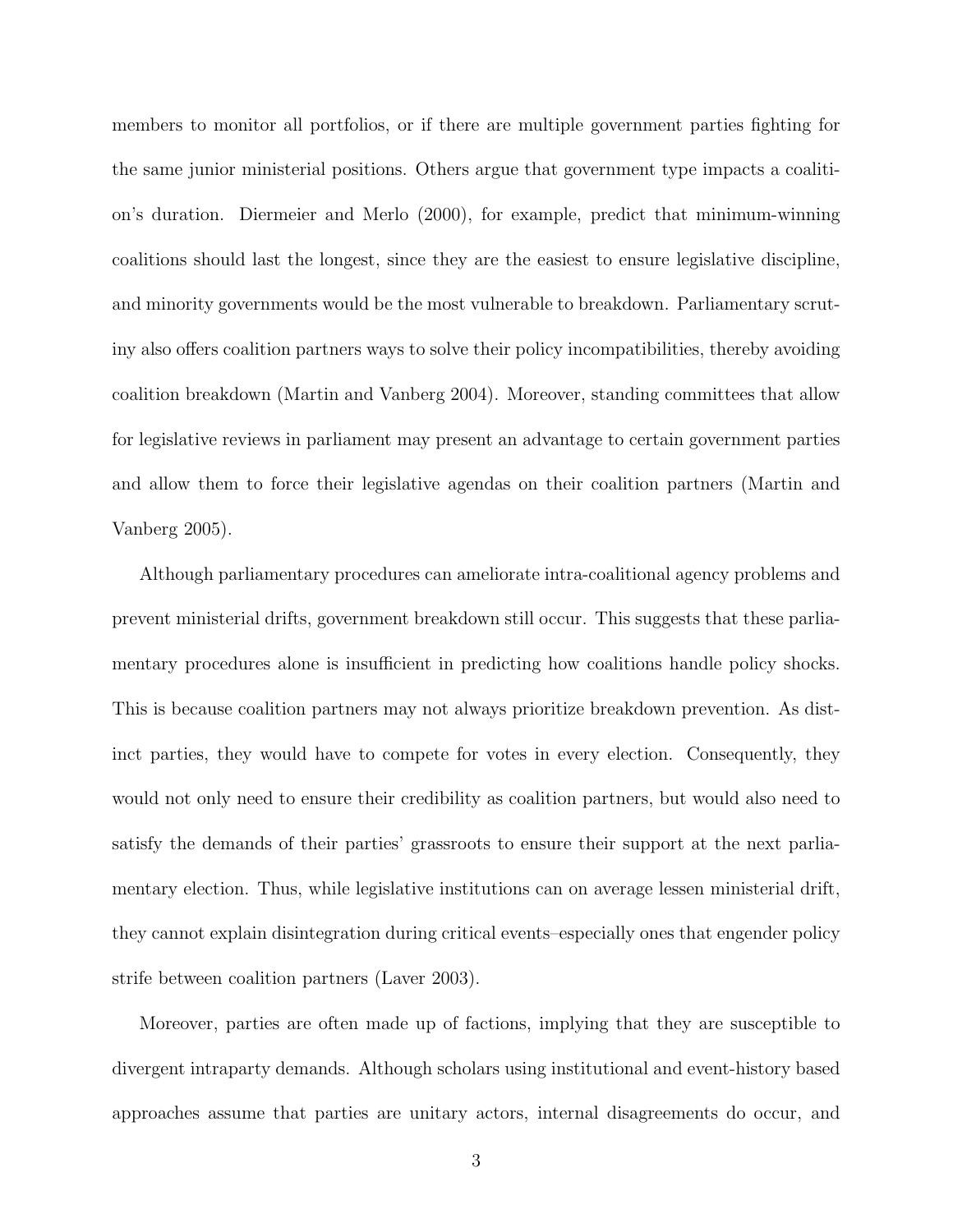members to monitor all portfolios, or if there are multiple government parties fighting for the same junior ministerial positions. Others argue that government type impacts a coalition's duration. Diermeier and Merlo (2000), for example, predict that minimum-winning coalitions should last the longest, since they are the easiest to ensure legislative discipline, and minority governments would be the most vulnerable to breakdown. Parliamentary scrutiny also offers coalition partners ways to solve their policy incompatibilities, thereby avoiding coalition breakdown (Martin and Vanberg 2004). Moreover, standing committees that allow for legislative reviews in parliament may present an advantage to certain government parties and allow them to force their legislative agendas on their coalition partners (Martin and Vanberg 2005).

Although parliamentary procedures can ameliorate intra-coalitional agency problems and prevent ministerial drifts, government breakdown still occur. This suggests that these parliamentary procedures alone is insufficient in predicting how coalitions handle policy shocks. This is because coalition partners may not always prioritize breakdown prevention. As distinct parties, they would have to compete for votes in every election. Consequently, they would not only need to ensure their credibility as coalition partners, but would also need to satisfy the demands of their parties' grassroots to ensure their support at the next parliamentary election. Thus, while legislative institutions can on average lessen ministerial drift, they cannot explain disintegration during critical events–especially ones that engender policy strife between coalition partners (Laver 2003).

Moreover, parties are often made up of factions, implying that they are susceptible to divergent intraparty demands. Although scholars using institutional and event-history based approaches assume that parties are unitary actors, internal disagreements do occur, and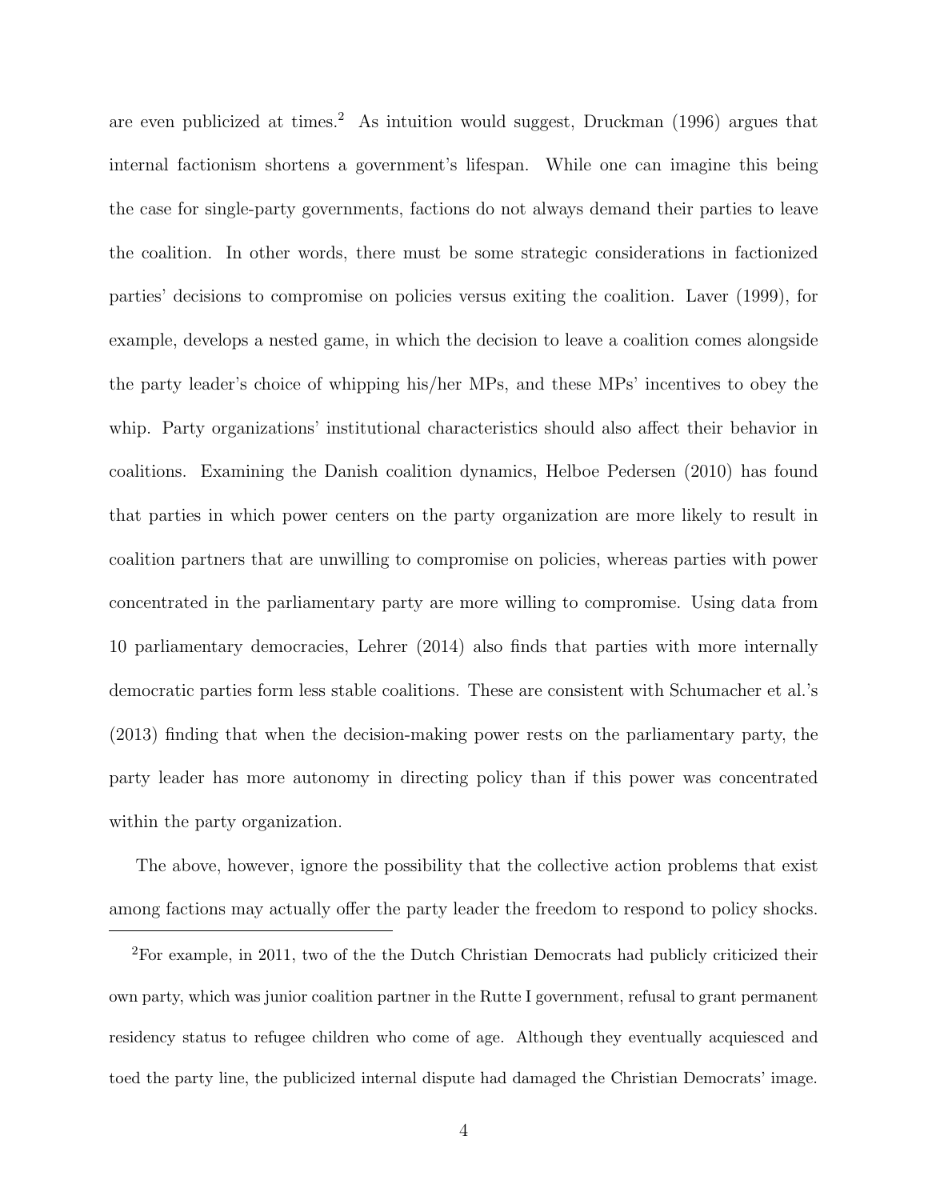are even publicized at times.[2] As intuition would suggest, Druckman (1996) argues that internal factionism shortens a government's lifespan. While one can imagine this being the case for single-party governments, factions do not always demand their parties to leave the coalition. In other words, there must be some strategic considerations in factionized parties' decisions to compromise on policies versus exiting the coalition. Laver (1999), for example, develops a nested game, in which the decision to leave a coalition comes alongside the party leader's choice of whipping his/her MPs, and these MPs' incentives to obey the whip. Party organizations' institutional characteristics should also affect their behavior in coalitions. Examining the Danish coalition dynamics, Helboe Pedersen (2010) has found that parties in which power centers on the party organization are more likely to result in coalition partners that are unwilling to compromise on policies, whereas parties with power concentrated in the parliamentary party are more willing to compromise. Using data from 10 parliamentary democracies, Lehrer (2014) also finds that parties with more internally democratic parties form less stable coalitions. These are consistent with Schumacher et al.'s (2013) finding that when the decision-making power rests on the parliamentary party, the party leader has more autonomy in directing policy than if this power was concentrated within the party organization.

The above, however, ignore the possibility that the collective action problems that exist among factions may actually offer the party leader the freedom to respond to policy shocks.

[2]For example, in 2011, two of the the Dutch Christian Democrats had publicly criticized their own party, which was junior coalition partner in the Rutte I government, refusal to grant permanent residency status to refugee children who come of age. Although they eventually acquiesced and toed the party line, the publicized internal dispute had damaged the Christian Democrats' image.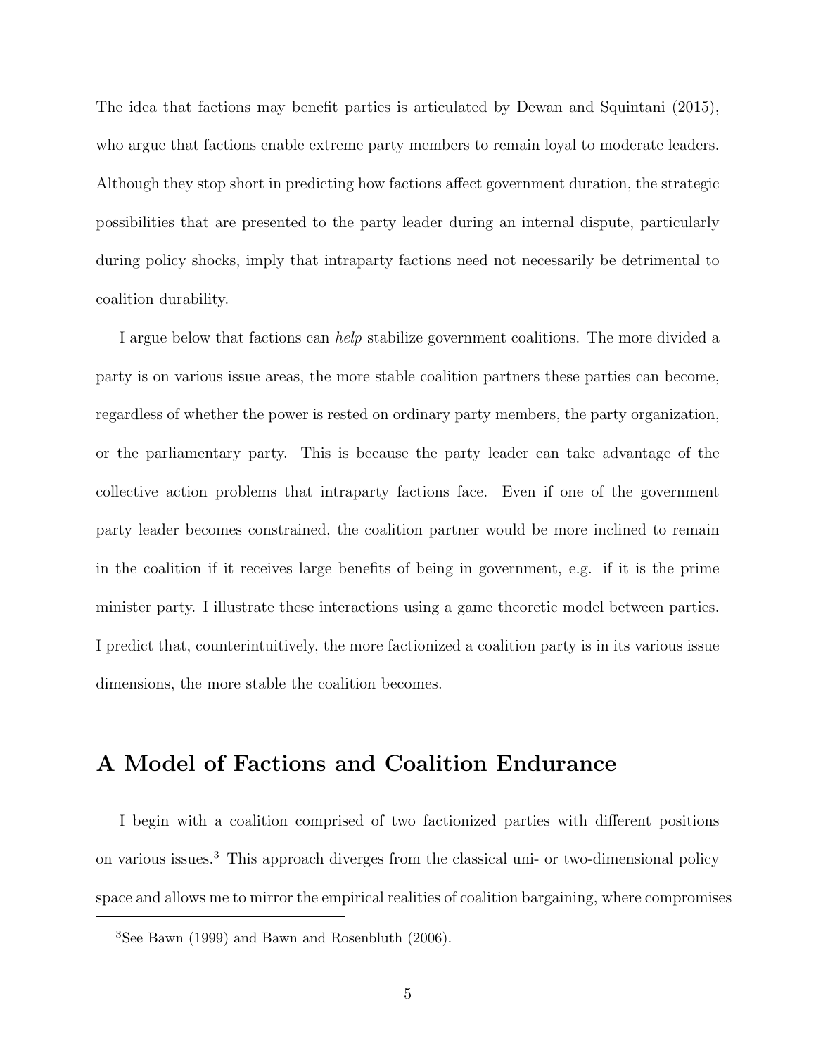The idea that factions may benefit parties is articulated by Dewan and Squintani (2015), who argue that factions enable extreme party members to remain loyal to moderate leaders. Although they stop short in predicting how factions affect government duration, the strategic possibilities that are presented to the party leader during an internal dispute, particularly during policy shocks, imply that intraparty factions need not necessarily be detrimental to coalition durability.

I argue below that factions can *help* stabilize government coalitions. The more divided a party is on various issue areas, the more stable coalition partners these parties can become, regardless of whether the power is rested on ordinary party members, the party organization, or the parliamentary party. This is because the party leader can take advantage of the collective action problems that intraparty factions face. Even if one of the government party leader becomes constrained, the coalition partner would be more inclined to remain in the coalition if it receives large benefits of being in government, e.g. if it is the prime minister party. I illustrate these interactions using a game theoretic model between parties. I predict that, counterintuitively, the more factionized a coalition party is in its various issue dimensions, the more stable the coalition becomes.

## A Model of Factions and Coalition Endurance

I begin with a coalition comprised of two factionized parties with different positions on various issues.[3] This approach diverges from the classical uni- or two-dimensional policy space and allows me to mirror the empirical realities of coalition bargaining, where compromises

[3] See Bawn (1999) and Bawn and Rosenbluth (2006).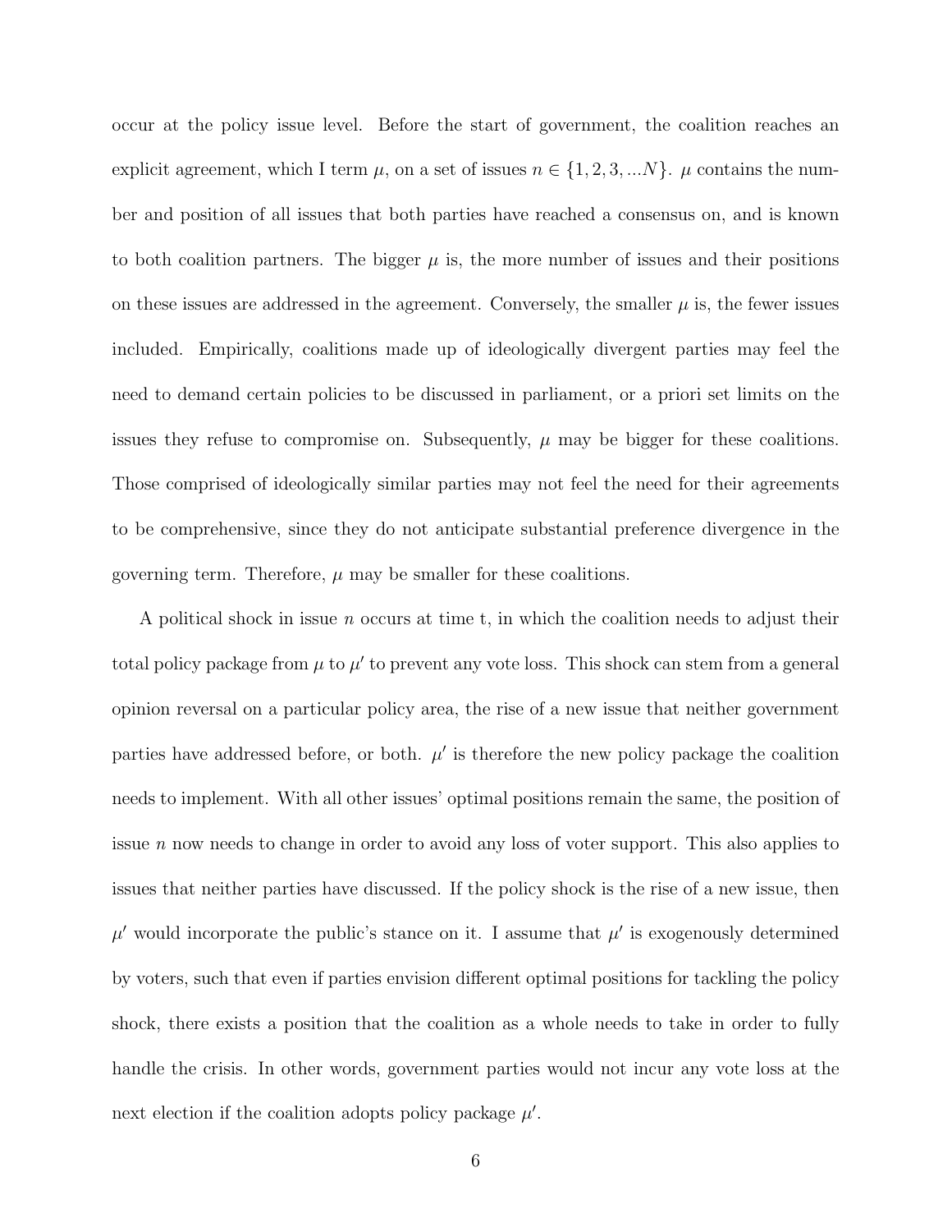occur at the policy issue level. Before the start of government, the coalition reaches an explicit agreement, which I term $\mu$, on a set of issues $n \in \{1, 2, 3, ...N\}$. $\mu$ contains the number and position of all issues that both parties have reached a consensus on, and is known to both coalition partners. The bigger $\mu$ is, the more number of issues and their positions on these issues are addressed in the agreement. Conversely, the smaller $\mu$ is, the fewer issues included. Empirically, coalitions made up of ideologically divergent parties may feel the need to demand certain policies to be discussed in parliament, or a priori set limits on the issues they refuse to compromise on. Subsequently, $\mu$ may be bigger for these coalitions. Those comprised of ideologically similar parties may not feel the need for their agreements to be comprehensive, since they do not anticipate substantial preference divergence in the governing term. Therefore, $\mu$ may be smaller for these coalitions.

A political shock in issue $n$ occurs at time t, in which the coalition needs to adjust their total policy package from $\mu$ to $\mu'$ to prevent any vote loss. This shock can stem from a general opinion reversal on a particular policy area, the rise of a new issue that neither government parties have addressed before, or both. $\mu'$ is therefore the new policy package the coalition needs to implement. With all other issues' optimal positions remain the same, the position of issue $n$ now needs to change in order to avoid any loss of voter support. This also applies to issues that neither parties have discussed. If the policy shock is the rise of a new issue, then $\mu'$ would incorporate the public's stance on it. I assume that $\mu'$ is exogenously determined by voters, such that even if parties envision different optimal positions for tackling the policy shock, there exists a position that the coalition as a whole needs to take in order to fully handle the crisis. In other words, government parties would not incur any vote loss at the next election if the coalition adopts policy package $\mu'$.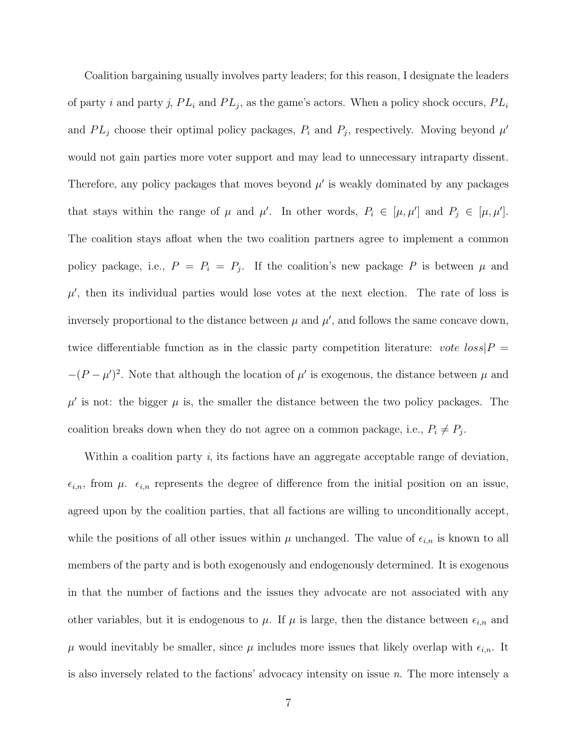Coalition bargaining usually involves party leaders; for this reason, I designate the leaders of party $i$ and party $j$, $PL_i$ and $PL_j$, as the game's actors. When a policy shock occurs, $PL_i$ and $PL_j$ choose their optimal policy packages, $P_i$ and $P_j$, respectively. Moving beyond $\mu'$ would not gain parties more voter support and may lead to unnecessary intraparty dissent. Therefore, any policy packages that moves beyond $\mu'$ is weakly dominated by any packages that stays within the range of $\mu$ and $\mu'$. In other words, $P_i \in [\mu, \mu']$ and $P_j \in [\mu, \mu']$. The coalition stays afloat when the two coalition partners agree to implement a common policy package, i.e., $P = P_i = P_j$. If the coalition's new package $P$ is between $\mu$ and $\mu'$, then its individual parties would lose votes at the next election. The rate of loss is inversely proportional to the distance between $\mu$ and $\mu'$, and follows the same concave down, twice differentiable function as in the classic party competition literature: $\textit{vote loss}|P = -(P - \mu')^2$. Note that although the location of $\mu'$ is exogenous, the distance between $\mu$ and $\mu'$ is not: the bigger $\mu$ is, the smaller the distance between the two policy packages. The coalition breaks down when they do not agree on a common package, i.e., $P_i \neq P_j$.

Within a coalition party $i$, its factions have an aggregate acceptable range of deviation, $\epsilon_{i,n}$, from $\mu$. $\epsilon_{i,n}$ represents the degree of difference from the initial position on an issue, agreed upon by the coalition parties, that all factions are willing to unconditionally accept, while the positions of all other issues within $\mu$ unchanged. The value of $\epsilon_{i,n}$ is known to all members of the party and is both exogenously and endogenously determined. It is exogenous in that the number of factions and the issues they advocate are not associated with any other variables, but it is endogenous to $\mu$. If $\mu$ is large, then the distance between $\epsilon_{i,n}$ and $\mu$ would inevitably be smaller, since $\mu$ includes more issues that likely overlap with $\epsilon_{i,n}$. It is also inversely related to the factions' advocacy intensity on issue $n$. The more intensely a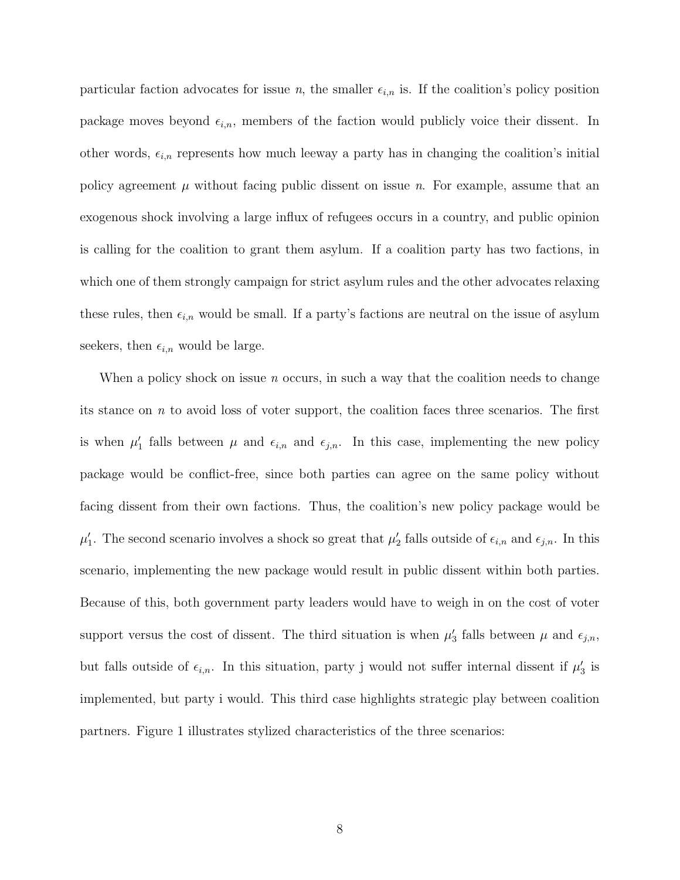particular faction advocates for issue $n$, the smaller $\epsilon_{i,n}$ is. If the coalition's policy position package moves beyond $\epsilon_{i,n}$, members of the faction would publicly voice their dissent. In other words, $\epsilon_{i,n}$ represents how much leeway a party has in changing the coalition's initial policy agreement $\mu$ without facing public dissent on issue $n$. For example, assume that an exogenous shock involving a large influx of refugees occurs in a country, and public opinion is calling for the coalition to grant them asylum. If a coalition party has two factions, in which one of them strongly campaign for strict asylum rules and the other advocates relaxing these rules, then $\epsilon_{i,n}$ would be small. If a party's factions are neutral on the issue of asylum seekers, then $\epsilon_{i,n}$ would be large.

When a policy shock on issue $n$ occurs, in such a way that the coalition needs to change its stance on $n$ to avoid loss of voter support, the coalition faces three scenarios. The first is when $\mu'_1$ falls between $\mu$ and $\epsilon_{i,n}$ and $\epsilon_{j,n}$. In this case, implementing the new policy package would be conflict-free, since both parties can agree on the same policy without facing dissent from their own factions. Thus, the coalition's new policy package would be $\mu'_1$. The second scenario involves a shock so great that $\mu'_2$ falls outside of $\epsilon_{i,n}$ and $\epsilon_{j,n}$. In this scenario, implementing the new package would result in public dissent within both parties. Because of this, both government party leaders would have to weigh in on the cost of voter support versus the cost of dissent. The third situation is when $\mu'_3$ falls between $\mu$ and $\epsilon_{j,n}$, but falls outside of $\epsilon_{i,n}$. In this situation, party j would not suffer internal dissent if $\mu'_3$ is implemented, but party i would. This third case highlights strategic play between coalition partners. Figure 1 illustrates stylized characteristics of the three scenarios: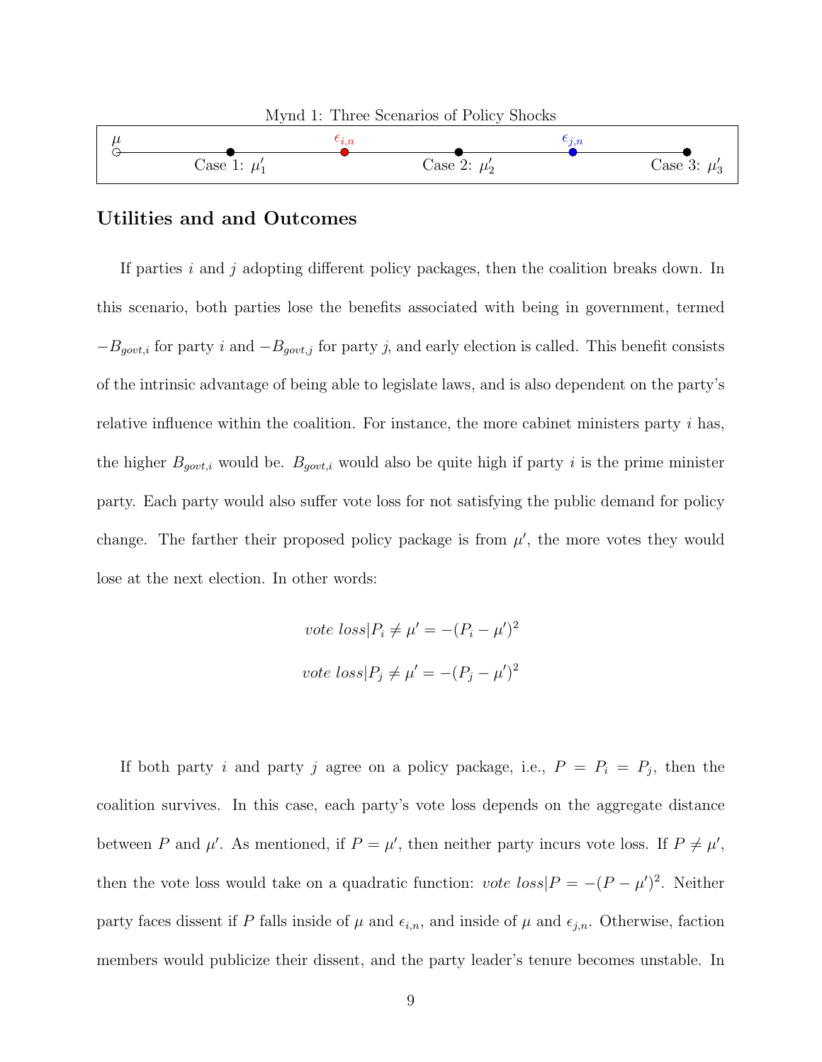Mynd 1: Three Scenarios of Policy Shocks

$\mu$ — Case 1: $\mu'_1$ — $\epsilon_{i,n}$ — Case 2: $\mu'_2$ — $\epsilon_{j,n}$ — Case 3: $\mu'_3$

## Utilities and and Outcomes

If parties $i$ and $j$ adopting different policy packages, then the coalition breaks down. In this scenario, both parties lose the benefits associated with being in government, termed $-B_{govt,i}$ for party $i$ and $-B_{govt,j}$ for party $j$, and early election is called. This benefit consists of the intrinsic advantage of being able to legislate laws, and is also dependent on the party's relative influence within the coalition. For instance, the more cabinet ministers party $i$ has, the higher $B_{govt,i}$ would be. $B_{govt,i}$ would also be quite high if party $i$ is the prime minister party. Each party would also suffer vote loss for not satisfying the public demand for policy change. The farther their proposed policy package is from $\mu'$, the more votes they would lose at the next election. In other words:

$$vote\ loss|P_i \neq \mu' = -(P_i - \mu')^2$$

$$vote\ loss|P_j \neq \mu' = -(P_j - \mu')^2$$

If both party $i$ and party $j$ agree on a policy package, i.e., $P = P_i = P_j$, then the coalition survives. In this case, each party's vote loss depends on the aggregate distance between $P$ and $\mu'$. As mentioned, if $P = \mu'$, then neither party incurs vote loss. If $P \neq \mu'$, then the vote loss would take on a quadratic function: $vote\ loss|P = -(P - \mu')^2$. Neither party faces dissent if $P$ falls inside of $\mu$ and $\epsilon_{i,n}$, and inside of $\mu$ and $\epsilon_{j,n}$. Otherwise, faction members would publicize their dissent, and the party leader's tenure becomes unstable. In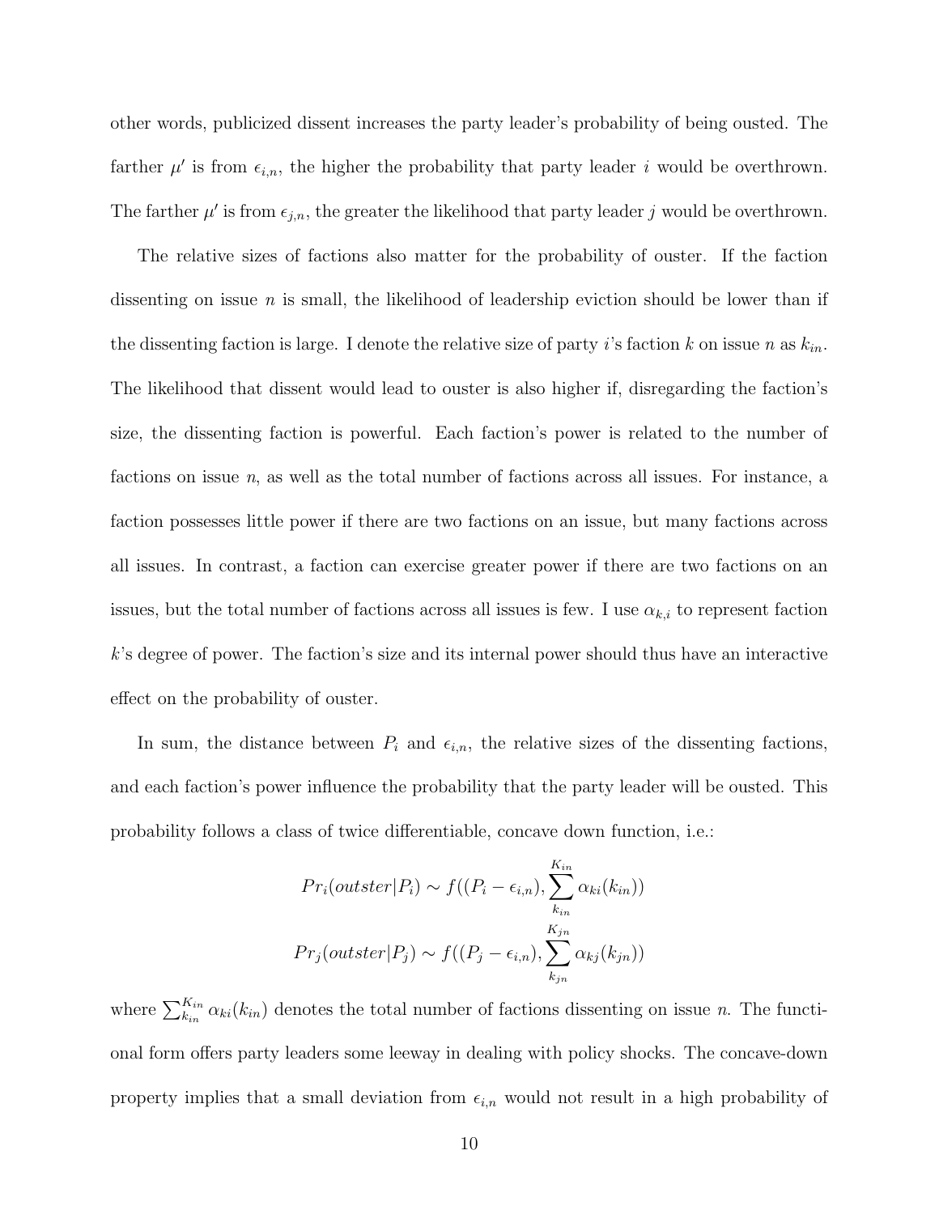other words, publicized dissent increases the party leader's probability of being ousted. The farther $\mu'$ is from $\epsilon_{i,n}$, the higher the probability that party leader $i$ would be overthrown. The farther $\mu'$ is from $\epsilon_{j,n}$, the greater the likelihood that party leader $j$ would be overthrown.

The relative sizes of factions also matter for the probability of ouster. If the faction dissenting on issue $n$ is small, the likelihood of leadership eviction should be lower than if the dissenting faction is large. I denote the relative size of party $i$'s faction $k$ on issue $n$ as $k_{in}$. The likelihood that dissent would lead to ouster is also higher if, disregarding the faction's size, the dissenting faction is powerful. Each faction's power is related to the number of factions on issue $n$, as well as the total number of factions across all issues. For instance, a faction possesses little power if there are two factions on an issue, but many factions across all issues. In contrast, a faction can exercise greater power if there are two factions on an issues, but the total number of factions across all issues is few. I use $\alpha_{k,i}$ to represent faction $k$'s degree of power. The faction's size and its internal power should thus have an interactive effect on the probability of ouster.

In sum, the distance between $P_i$ and $\epsilon_{i,n}$, the relative sizes of the dissenting factions, and each faction's power influence the probability that the party leader will be ousted. This probability follows a class of twice differentiable, concave down function, i.e.:

$$Pr_i(outster|P_i) \sim f((P_i - \epsilon_{i,n}), \sum_{k_{in}}^{K_{in}} \alpha_{ki}(k_{in}))$$

$$Pr_j(outster|P_j) \sim f((P_j - \epsilon_{i,n}), \sum_{k_{jn}}^{K_{jn}} \alpha_{kj}(k_{jn}))$$

where $\sum_{k_{in}}^{K_{in}} \alpha_{ki}(k_{in})$ denotes the total number of factions dissenting on issue $n$. The functional form offers party leaders some leeway in dealing with policy shocks. The concave-down property implies that a small deviation from $\epsilon_{i,n}$ would not result in a high probability of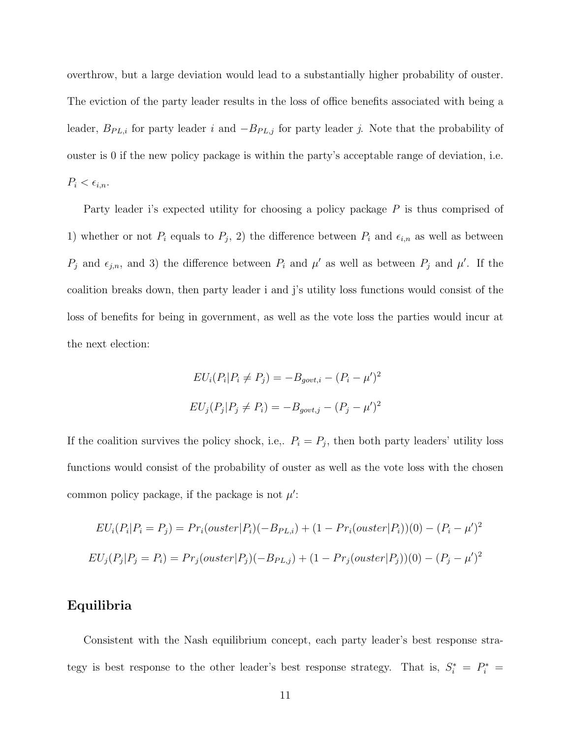overthrow, but a large deviation would lead to a substantially higher probability of ouster. The eviction of the party leader results in the loss of office benefits associated with being a leader, $B_{PL,i}$ for party leader $i$ and $-B_{PL,j}$ for party leader $j$. Note that the probability of ouster is 0 if the new policy package is within the party's acceptable range of deviation, i.e. $P_i < \epsilon_{i,n}$.

Party leader i's expected utility for choosing a policy package $P$ is thus comprised of 1) whether or not $P_i$ equals to $P_j$, 2) the difference between $P_i$ and $\epsilon_{i,n}$ as well as between $P_j$ and $\epsilon_{j,n}$, and 3) the difference between $P_i$ and $\mu'$ as well as between $P_j$ and $\mu'$. If the coalition breaks down, then party leader i and j's utility loss functions would consist of the loss of benefits for being in government, as well as the vote loss the parties would incur at the next election:

$$EU_i(P_i|P_i \neq P_j) = -B_{govt,i} - (P_i - \mu')^2$$

$$EU_j(P_j|P_j \neq P_i) = -B_{govt,j} - (P_j - \mu')^2$$

If the coalition survives the policy shock, i.e,. $P_i = P_j$, then both party leaders' utility loss functions would consist of the probability of ouster as well as the vote loss with the chosen common policy package, if the package is not $\mu'$:

$$EU_i(P_i|P_i = P_j) = Pr_i(ouster|P_i)(-B_{PL,i}) + (1 - Pr_i(ouster|P_i))(0) - (P_i - \mu')^2$$

$$EU_j(P_j|P_j = P_i) = Pr_j(ouster|P_j)(-B_{PL,j}) + (1 - Pr_j(ouster|P_j))(0) - (P_j - \mu')^2$$

## Equilibria

Consistent with the Nash equilibrium concept, each party leader's best response strategy is best response to the other leader's best response strategy. That is, $S_i^* = P_i^* =$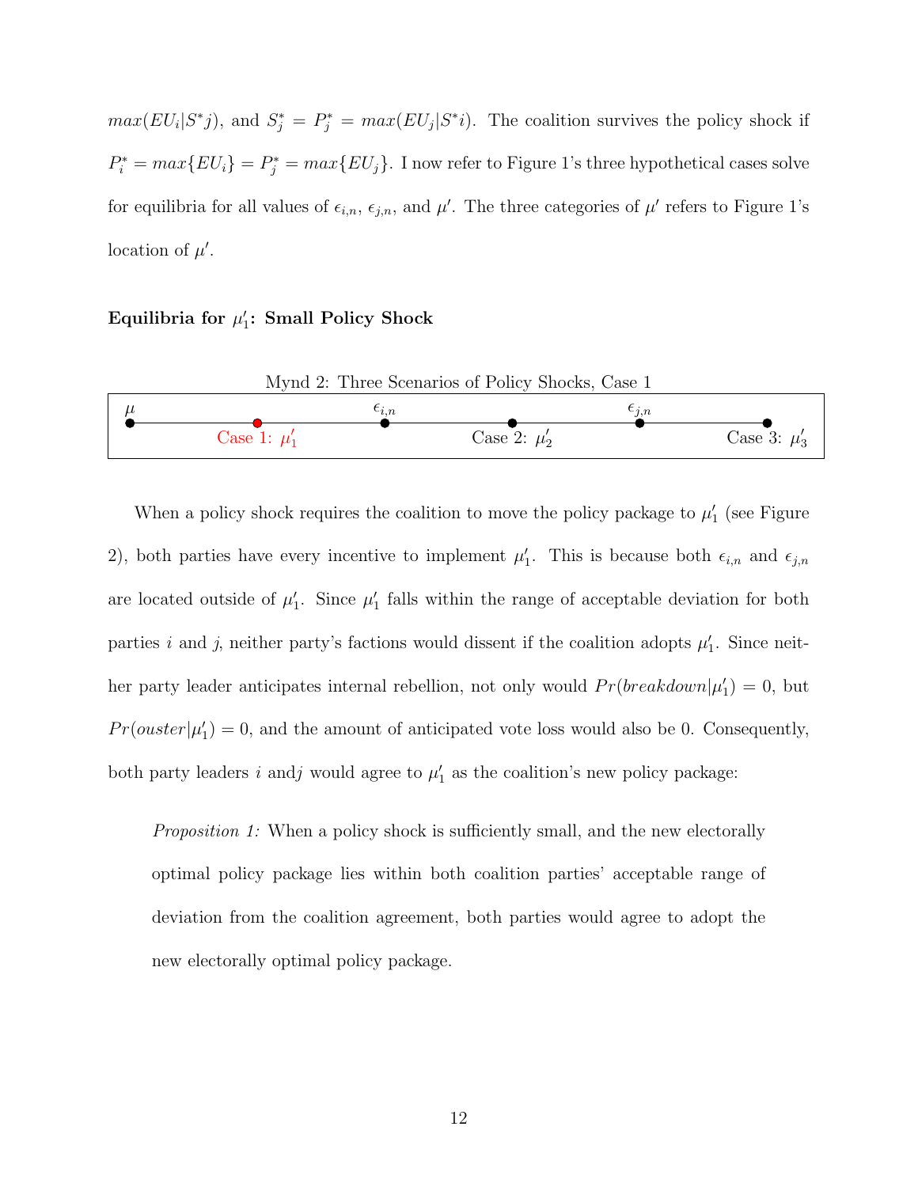$max(EU_i|S^*j)$, and $S_j^* = P_j^* = max(EU_j|S^*i)$. The coalition survives the policy shock if $P_i^* = max\{EU_i\} = P_j^* = max\{EU_j\}$. I now refer to Figure 1's three hypothetical cases solve for equilibria for all values of $\epsilon_{i,n}$, $\epsilon_{j,n}$, and $\mu'$. The three categories of $\mu'$ refers to Figure 1's location of $\mu'$.

### Equilibria for $\mu_1'$: Small Policy Shock

Mynd 2: Three Scenarios of Policy Shocks, Case 1

| $\mu$ | Case 1: $\mu_1'$ | $\epsilon_{i,n}$ | Case 2: $\mu_2'$ | $\epsilon_{j,n}$ | Case 3: $\mu_3'$ |
|---|---|---|---|---|---|

When a policy shock requires the coalition to move the policy package to $\mu_1'$ (see Figure 2), both parties have every incentive to implement $\mu_1'$. This is because both $\epsilon_{i,n}$ and $\epsilon_{j,n}$ are located outside of $\mu_1'$. Since $\mu_1'$ falls within the range of acceptable deviation for both parties $i$ and $j$, neither party's factions would dissent if the coalition adopts $\mu_1'$. Since neither party leader anticipates internal rebellion, not only would $Pr(breakdown|\mu_1') = 0$, but $Pr(ouster|\mu_1') = 0$, and the amount of anticipated vote loss would also be 0. Consequently, both party leaders $i$ and$j$ would agree to $\mu_1'$ as the coalition's new policy package:

> *Proposition 1:* When a policy shock is sufficiently small, and the new electorally optimal policy package lies within both coalition parties' acceptable range of deviation from the coalition agreement, both parties would agree to adopt the new electorally optimal policy package.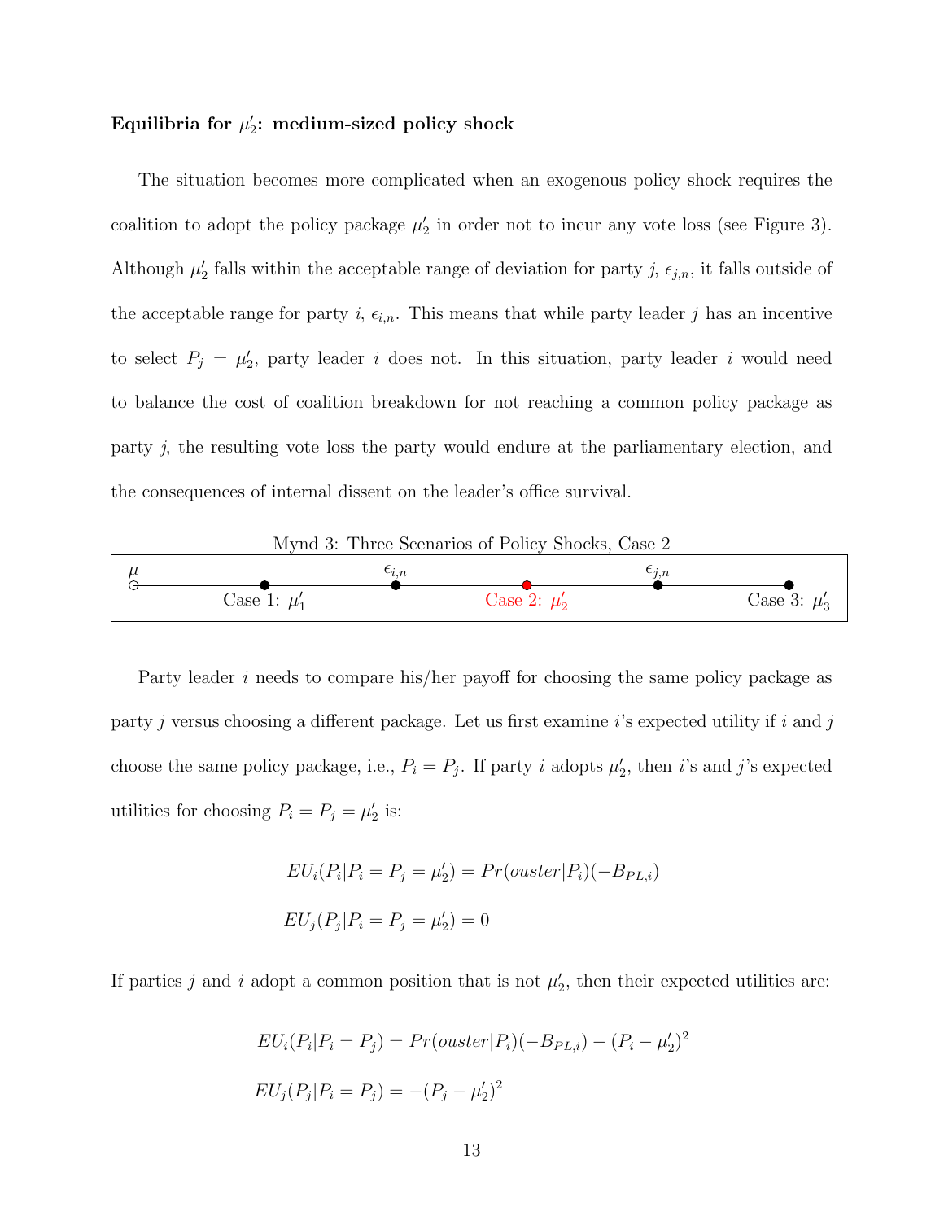**Equilibria for $\mu_2'$: medium-sized policy shock**

The situation becomes more complicated when an exogenous policy shock requires the coalition to adopt the policy package $\mu_2'$ in order not to incur any vote loss (see Figure 3). Although $\mu_2'$ falls within the acceptable range of deviation for party $j$, $\epsilon_{j,n}$, it falls outside of the acceptable range for party $i$, $\epsilon_{i,n}$. This means that while party leader $j$ has an incentive to select $P_j = \mu_2'$, party leader $i$ does not. In this situation, party leader $i$ would need to balance the cost of coalition breakdown for not reaching a common policy package as party $j$, the resulting vote loss the party would endure at the parliamentary election, and the consequences of internal dissent on the leader's office survival.

Mynd 3: Three Scenarios of Policy Shocks, Case 2

$\mu$ — Case 1: $\mu_1'$ — $\epsilon_{i,n}$ — Case 2: $\mu_2'$ — $\epsilon_{j,n}$ — Case 3: $\mu_3'$

Party leader $i$ needs to compare his/her payoff for choosing the same policy package as party $j$ versus choosing a different package. Let us first examine $i$'s expected utility if $i$ and $j$ choose the same policy package, i.e., $P_i = P_j$. If party $i$ adopts $\mu_2'$, then $i$'s and $j$'s expected utilities for choosing $P_i = P_j = \mu_2'$ is:

$$EU_i(P_i|P_i = P_j = \mu_2') = Pr(ouster|P_i)(-B_{PL,i})$$

$$EU_j(P_j|P_i = P_j = \mu_2') = 0$$

If parties $j$ and $i$ adopt a common position that is not $\mu_2'$, then their expected utilities are:

$$EU_i(P_i|P_i = P_j) = Pr(ouster|P_i)(-B_{PL,i}) - (P_i - \mu_2')^2$$

$$EU_j(P_j|P_i = P_j) = -(P_j - \mu_2')^2$$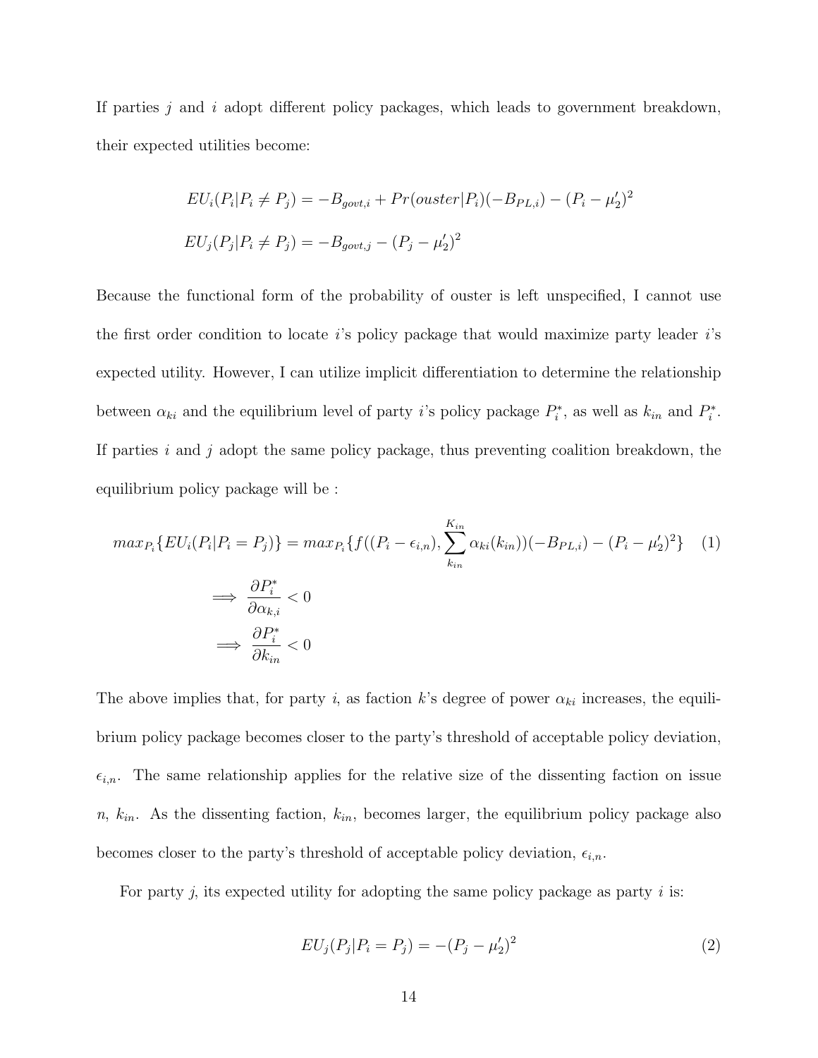If parties $j$ and $i$ adopt different policy packages, which leads to government breakdown, their expected utilities become:

$$EU_i(P_i|P_i \neq P_j) = -B_{govt,i} + Pr(ouster|P_i)(-B_{PL,i}) - (P_i - \mu_2')^2$$

$$EU_j(P_j|P_i \neq P_j) = -B_{govt,j} - (P_j - \mu_2')^2$$

Because the functional form of the probability of ouster is left unspecified, I cannot use the first order condition to locate $i$'s policy package that would maximize party leader $i$'s expected utility. However, I can utilize implicit differentiation to determine the relationship between $\alpha_{ki}$ and the equilibrium level of party $i$'s policy package $P_i^*$, as well as $k_{in}$ and $P_i^*$. If parties $i$ and $j$ adopt the same policy package, thus preventing coalition breakdown, the equilibrium policy package will be :

$$max_{P_i}\{EU_i(P_i|P_i = P_j)\} = max_{P_i}\{f((P_i - \epsilon_{i,n}), \sum_{k_{in}}^{K_{in}} \alpha_{ki}(k_{in}))(-B_{PL,i}) - (P_i - \mu_2')^2\} \quad (1)$$

$$\implies \frac{\partial P_i^*}{\partial \alpha_{k,i}} < 0$$

$$\implies \frac{\partial P_i^*}{\partial k_{in}} < 0$$

The above implies that, for party $i$, as faction $k$'s degree of power $\alpha_{ki}$ increases, the equilibrium policy package becomes closer to the party's threshold of acceptable policy deviation, $\epsilon_{i,n}$. The same relationship applies for the relative size of the dissenting faction on issue $n$, $k_{in}$. As the dissenting faction, $k_{in}$, becomes larger, the equilibrium policy package also becomes closer to the party's threshold of acceptable policy deviation, $\epsilon_{i,n}$.

For party $j$, its expected utility for adopting the same policy package as party $i$ is:

$$EU_j(P_j|P_i = P_j) = -(P_j - \mu_2')^2 \quad (2)$$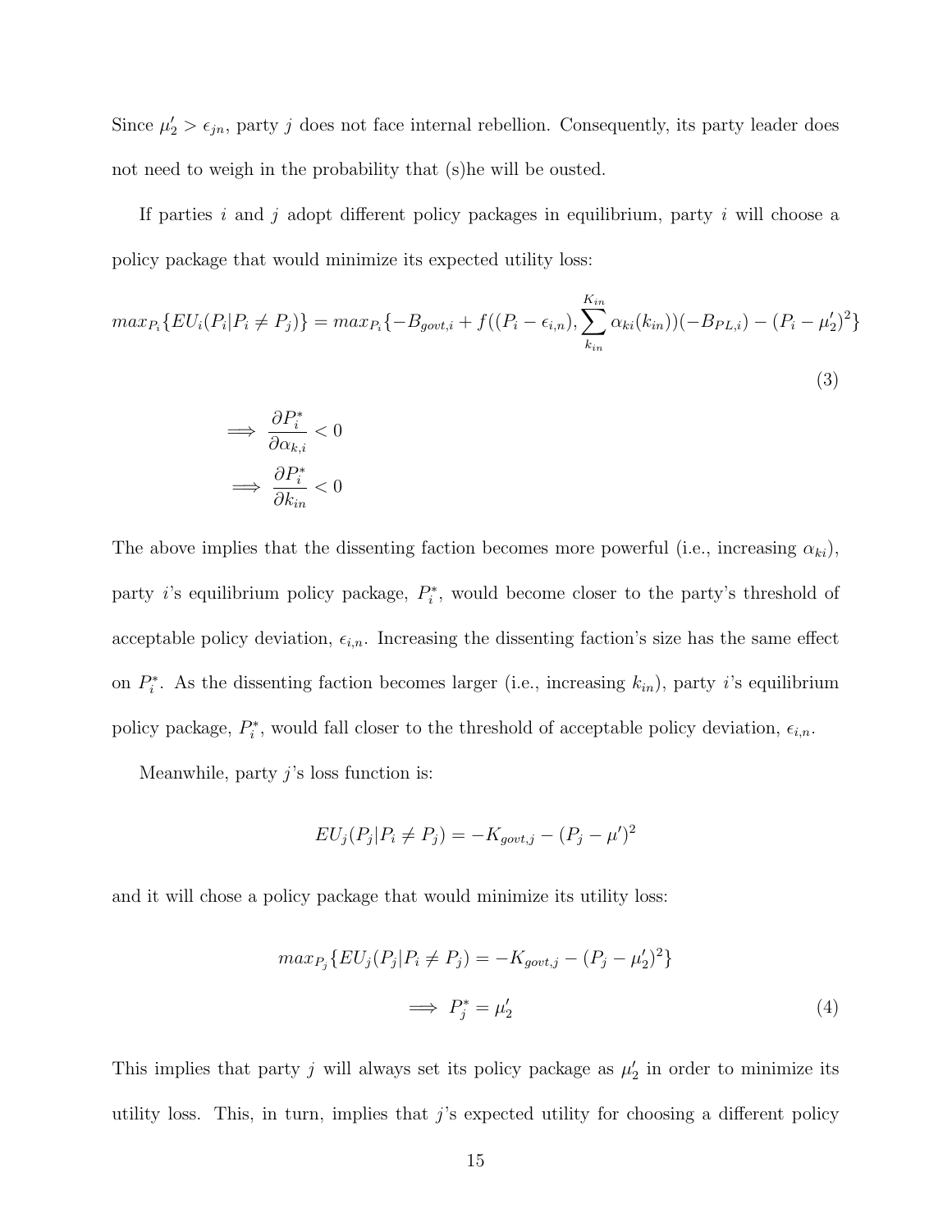Since $\mu_2' > \epsilon_{jn}$, party $j$ does not face internal rebellion. Consequently, its party leader does not need to weigh in the probability that (s)he will be ousted.

If parties $i$ and $j$ adopt different policy packages in equilibrium, party $i$ will choose a policy package that would minimize its expected utility loss:

$$max_{P_i}\{EU_i(P_i|P_i \neq P_j)\} = max_{P_i}\{-B_{govt,i} + f((P_i - \epsilon_{i,n}), \sum_{k_{in}}^{K_{in}} \alpha_{ki}(k_{in}))(-B_{PL,i}) - (P_i - \mu_2')^2\} \tag{3}$$

$$\implies \frac{\partial P_i^*}{\partial \alpha_{k,i}} < 0$$

$$\implies \frac{\partial P_i^*}{\partial k_{in}} < 0$$

The above implies that the dissenting faction becomes more powerful (i.e., increasing $\alpha_{ki}$), party $i$'s equilibrium policy package, $P_i^*$, would become closer to the party's threshold of acceptable policy deviation, $\epsilon_{i,n}$. Increasing the dissenting faction's size has the same effect on $P_i^*$. As the dissenting faction becomes larger (i.e., increasing $k_{in}$), party $i$'s equilibrium policy package, $P_i^*$, would fall closer to the threshold of acceptable policy deviation, $\epsilon_{i,n}$.

Meanwhile, party $j$'s loss function is:

$$EU_j(P_j|P_i \neq P_j) = -K_{govt,j} - (P_j - \mu')^2$$

and it will chose a policy package that would minimize its utility loss:

$$max_{P_j}\{EU_j(P_j|P_i \neq P_j) = -K_{govt,j} - (P_j - \mu_2')^2\}$$

$$\implies P_j^* = \mu_2' \tag{4}$$

This implies that party $j$ will always set its policy package as $\mu_2'$ in order to minimize its utility loss. This, in turn, implies that $j$'s expected utility for choosing a different policy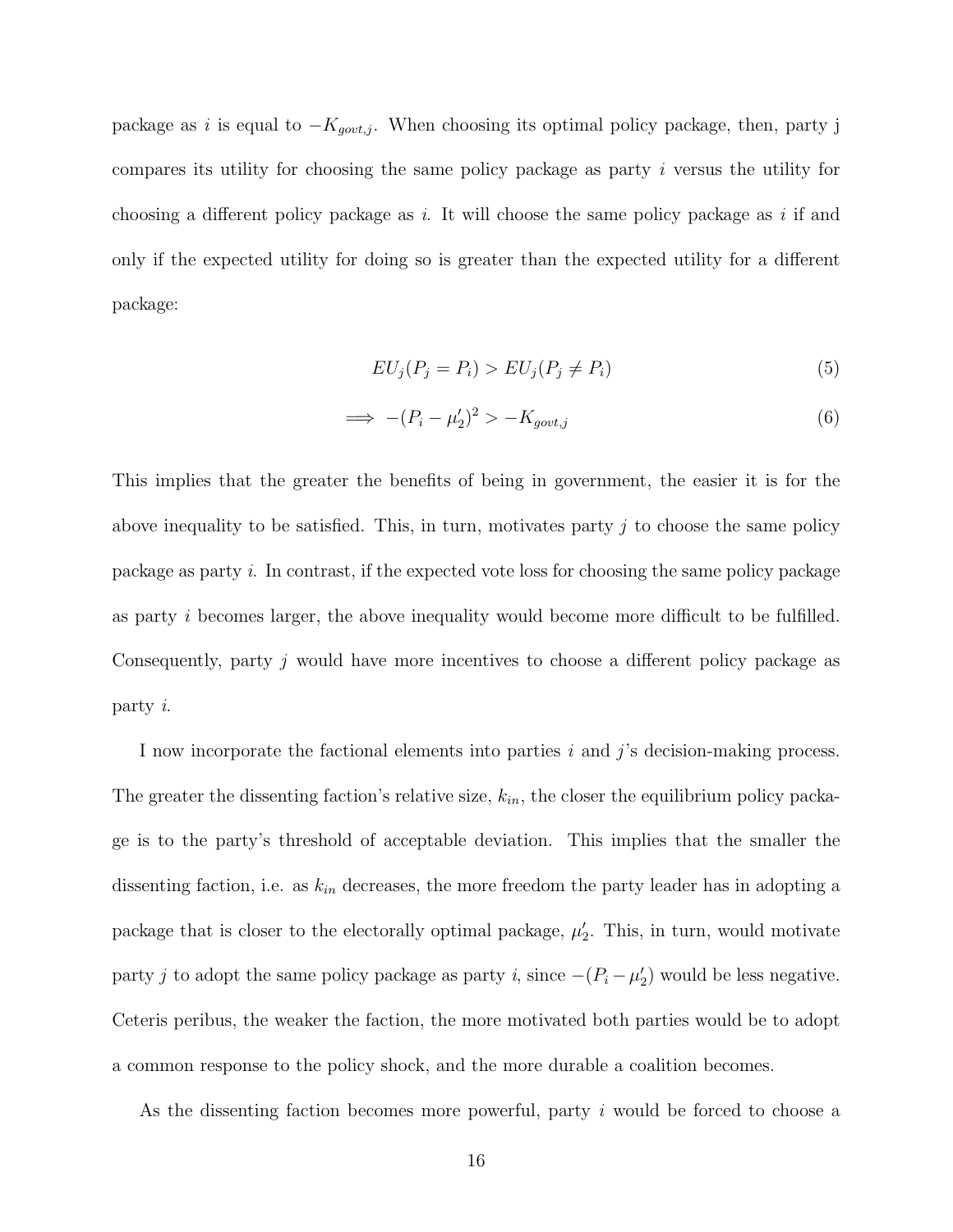package as $i$ is equal to $-K_{govt,j}$. When choosing its optimal policy package, then, party j compares its utility for choosing the same policy package as party $i$ versus the utility for choosing a different policy package as $i$. It will choose the same policy package as $i$ if and only if the expected utility for doing so is greater than the expected utility for a different package:

$$EU_j(P_j = P_i) > EU_j(P_j \neq P_i) \tag{5}$$

$$\implies -(P_i - \mu_2')^2 > -K_{govt,j} \tag{6}$$

This implies that the greater the benefits of being in government, the easier it is for the above inequality to be satisfied. This, in turn, motivates party $j$ to choose the same policy package as party $i$. In contrast, if the expected vote loss for choosing the same policy package as party $i$ becomes larger, the above inequality would become more difficult to be fulfilled. Consequently, party $j$ would have more incentives to choose a different policy package as party $i$.

I now incorporate the factional elements into parties $i$ and $j$'s decision-making process. The greater the dissenting faction's relative size, $k_{in}$, the closer the equilibrium policy package is to the party's threshold of acceptable deviation. This implies that the smaller the dissenting faction, i.e. as $k_{in}$ decreases, the more freedom the party leader has in adopting a package that is closer to the electorally optimal package, $\mu_2'$. This, in turn, would motivate party $j$ to adopt the same policy package as party $i$, since $-(P_i - \mu_2')$ would be less negative. Ceteris peribus, the weaker the faction, the more motivated both parties would be to adopt a common response to the policy shock, and the more durable a coalition becomes.

As the dissenting faction becomes more powerful, party $i$ would be forced to choose a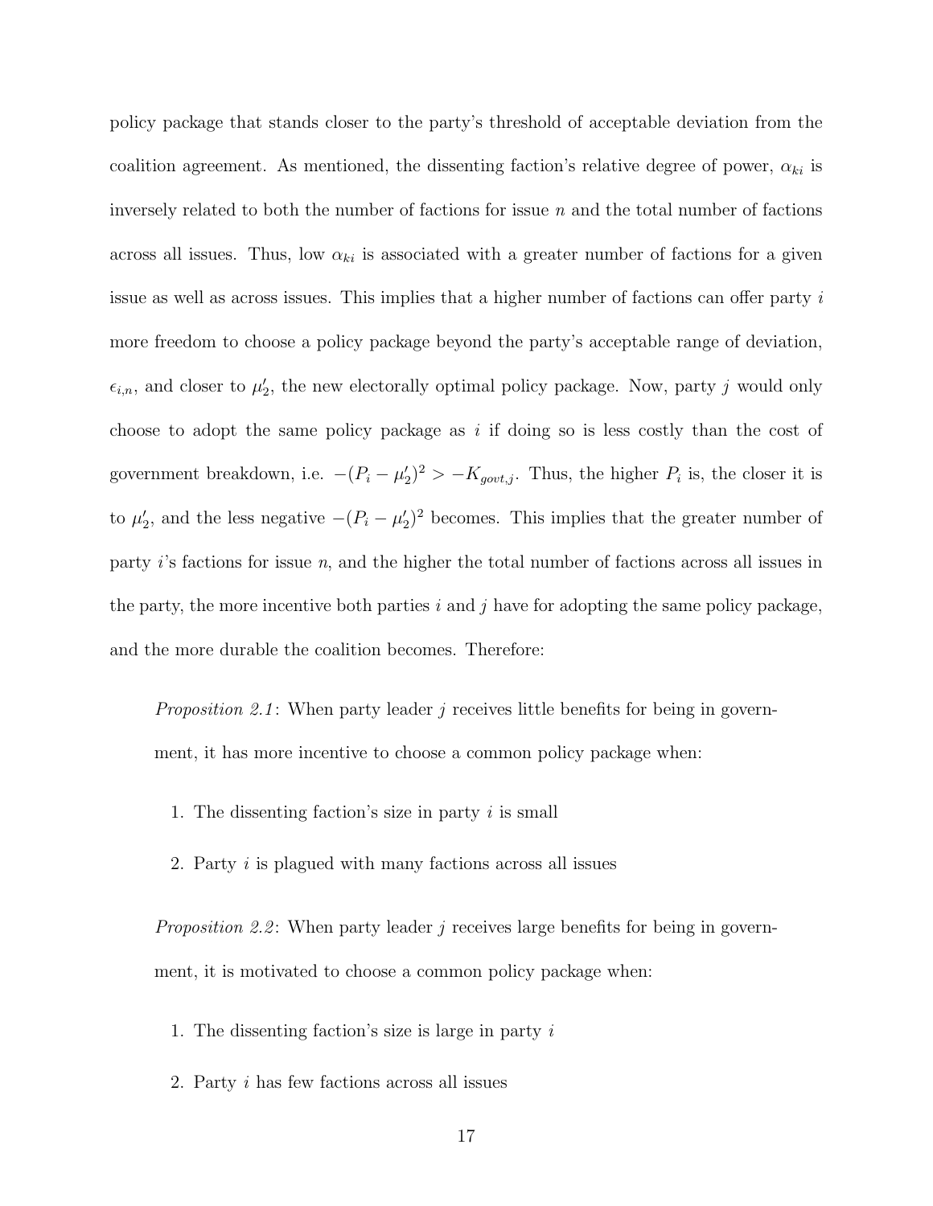policy package that stands closer to the party's threshold of acceptable deviation from the coalition agreement. As mentioned, the dissenting faction's relative degree of power, $\alpha_{ki}$ is inversely related to both the number of factions for issue $n$ and the total number of factions across all issues. Thus, low $\alpha_{ki}$ is associated with a greater number of factions for a given issue as well as across issues. This implies that a higher number of factions can offer party $i$ more freedom to choose a policy package beyond the party's acceptable range of deviation, $\epsilon_{i,n}$, and closer to $\mu_2'$, the new electorally optimal policy package. Now, party $j$ would only choose to adopt the same policy package as $i$ if doing so is less costly than the cost of government breakdown, i.e. $-(P_i - \mu_2')^2 > -K_{govt,j}$. Thus, the higher $P_i$ is, the closer it is to $\mu_2'$, and the less negative $-(P_i - \mu_2')^2$ becomes. This implies that the greater number of party $i$'s factions for issue $n$, and the higher the total number of factions across all issues in the party, the more incentive both parties $i$ and $j$ have for adopting the same policy package, and the more durable the coalition becomes. Therefore:

> *Proposition 2.1*: When party leader $j$ receives little benefits for being in government, it has more incentive to choose a common policy package when:
>
> 1. The dissenting faction's size in party $i$ is small
> 2. Party $i$ is plagued with many factions across all issues
>
> *Proposition 2.2*: When party leader $j$ receives large benefits for being in government, it is motivated to choose a common policy package when:
>
> 1. The dissenting faction's size is large in party $i$
> 2. Party $i$ has few factions across all issues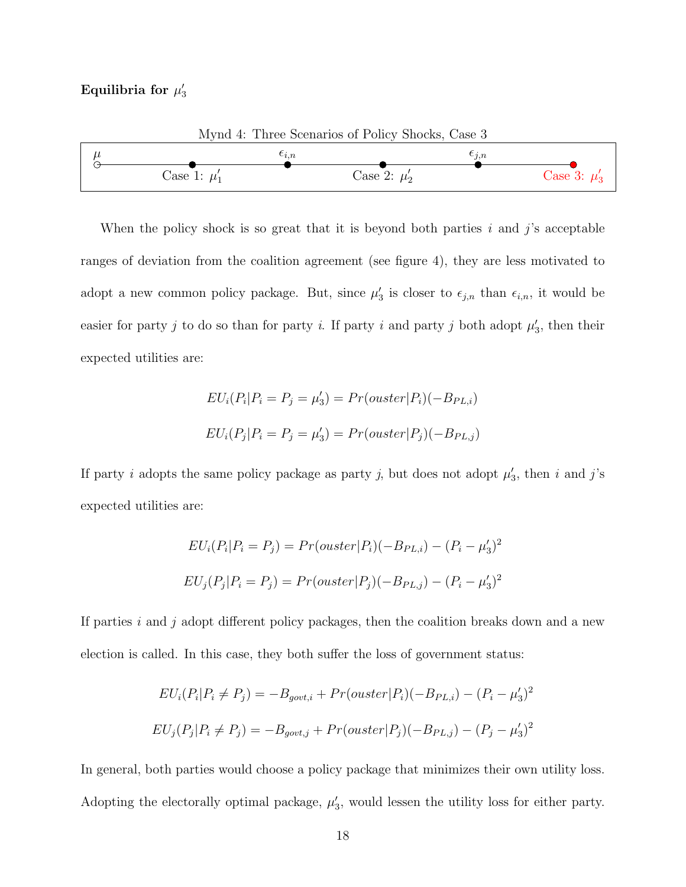**Equilibria for $\mu'_3$**

Mynd 4: Three Scenarios of Policy Shocks, Case 3

$\mu$ — Case 1: $\mu'_1$ — $\epsilon_{i,n}$ — Case 2: $\mu'_2$ — $\epsilon_{j,n}$ — Case 3: $\mu'_3$

When the policy shock is so great that it is beyond both parties $i$ and $j$'s acceptable ranges of deviation from the coalition agreement (see figure 4), they are less motivated to adopt a new common policy package. But, since $\mu'_3$ is closer to $\epsilon_{j,n}$ than $\epsilon_{i,n}$, it would be easier for party $j$ to do so than for party $i$. If party $i$ and party $j$ both adopt $\mu'_3$, then their expected utilities are:

$$EU_i(P_i|P_i = P_j = \mu'_3) = Pr(ouster|P_i)(-B_{PL,i})$$

$$EU_i(P_j|P_i = P_j = \mu'_3) = Pr(ouster|P_j)(-B_{PL,j})$$

If party $i$ adopts the same policy package as party $j$, but does not adopt $\mu'_3$, then $i$ and $j$'s expected utilities are:

$$EU_i(P_i|P_i = P_j) = Pr(ouster|P_i)(-B_{PL,i}) - (P_i - \mu'_3)^2$$

$$EU_j(P_j|P_i = P_j) = Pr(ouster|P_j)(-B_{PL,j}) - (P_i - \mu'_3)^2$$

If parties $i$ and $j$ adopt different policy packages, then the coalition breaks down and a new election is called. In this case, they both suffer the loss of government status:

$$EU_i(P_i|P_i \neq P_j) = -B_{govt,i} + Pr(ouster|P_i)(-B_{PL,i}) - (P_i - \mu'_3)^2$$

$$EU_j(P_j|P_i \neq P_j) = -B_{govt,j} + Pr(ouster|P_j)(-B_{PL,j}) - (P_j - \mu'_3)^2$$

In general, both parties would choose a policy package that minimizes their own utility loss. Adopting the electorally optimal package, $\mu'_3$, would lessen the utility loss for either party.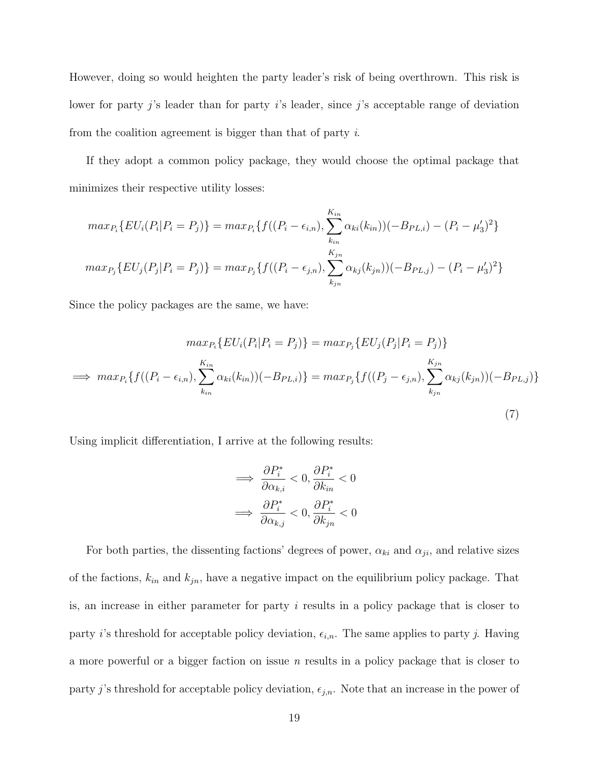However, doing so would heighten the party leader's risk of being overthrown. This risk is lower for party $j$'s leader than for party $i$'s leader, since $j$'s acceptable range of deviation from the coalition agreement is bigger than that of party $i$.

If they adopt a common policy package, they would choose the optimal package that minimizes their respective utility losses:

$$max_{P_i}\{EU_i(P_i|P_i = P_j)\} = max_{P_i}\{f((P_i - \epsilon_{i,n}), \sum_{k_{in}}^{K_{in}} \alpha_{ki}(k_{in}))(-B_{PL,i}) - (P_i - \mu_3')^2\}$$

$$max_{P_j}\{EU_j(P_j|P_i = P_j)\} = max_{P_j}\{f((P_i - \epsilon_{j,n}), \sum_{k_{jn}}^{K_{jn}} \alpha_{kj}(k_{jn}))(-B_{PL,j}) - (P_i - \mu_3')^2\}$$

Since the policy packages are the same, we have:

$$max_{P_i}\{EU_i(P_i|P_i = P_j)\} = max_{P_j}\{EU_j(P_j|P_i = P_j)\}$$

$$\implies max_{P_i}\{f((P_i - \epsilon_{i,n}), \sum_{k_{in}}^{K_{in}} \alpha_{ki}(k_{in}))(-B_{PL,i})\} = max_{P_j}\{f((P_j - \epsilon_{j,n}), \sum_{k_{jn}}^{K_{jn}} \alpha_{kj}(k_{jn}))(-B_{PL,j})\} \tag{7}$$

Using implicit differentiation, I arrive at the following results:

$$\implies \frac{\partial P_i^*}{\partial \alpha_{k,i}} < 0, \frac{\partial P_i^*}{\partial k_{in}} < 0$$

$$\implies \frac{\partial P_i^*}{\partial \alpha_{k,j}} < 0, \frac{\partial P_i^*}{\partial k_{jn}} < 0$$

For both parties, the dissenting factions' degrees of power, $\alpha_{ki}$ and $\alpha_{ji}$, and relative sizes of the factions, $k_{in}$ and $k_{jn}$, have a negative impact on the equilibrium policy package. That is, an increase in either parameter for party $i$ results in a policy package that is closer to party $i$'s threshold for acceptable policy deviation, $\epsilon_{i,n}$. The same applies to party $j$. Having a more powerful or a bigger faction on issue $n$ results in a policy package that is closer to party $j$'s threshold for acceptable policy deviation, $\epsilon_{j,n}$. Note that an increase in the power of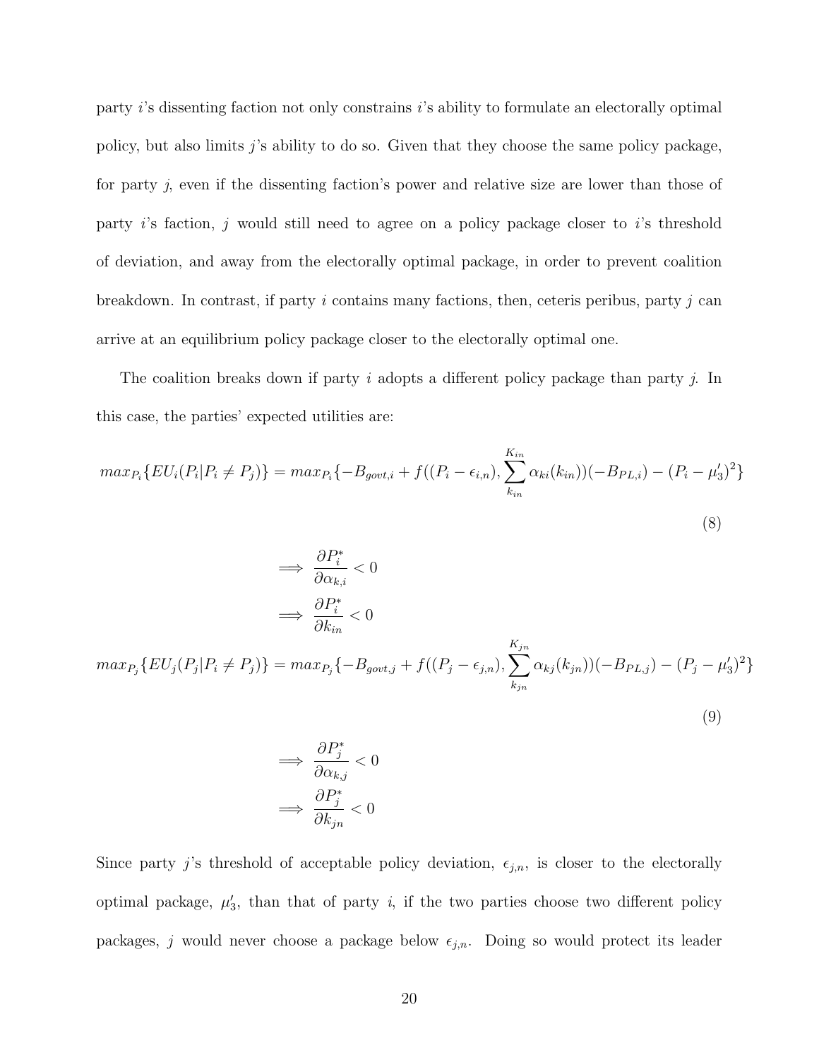party $i$'s dissenting faction not only constrains $i$'s ability to formulate an electorally optimal policy, but also limits $j$'s ability to do so. Given that they choose the same policy package, for party $j$, even if the dissenting faction's power and relative size are lower than those of party $i$'s faction, $j$ would still need to agree on a policy package closer to $i$'s threshold of deviation, and away from the electorally optimal package, in order to prevent coalition breakdown. In contrast, if party $i$ contains many factions, then, ceteris peribus, party $j$ can arrive at an equilibrium policy package closer to the electorally optimal one.

The coalition breaks down if party $i$ adopts a different policy package than party $j$. In this case, the parties' expected utilities are:

$$max_{P_i}\{EU_i(P_i|P_i \neq P_j)\} = max_{P_i}\{-B_{govt,i} + f((P_i - \epsilon_{i,n}), \sum_{k_{in}}^{K_{in}} \alpha_{ki}(k_{in}))(-B_{PL,i}) - (P_i - \mu_3')^2\} \tag{8}$$

$$\implies \frac{\partial P_i^*}{\partial \alpha_{k,i}} < 0$$

$$\implies \frac{\partial P_i^*}{\partial k_{in}} < 0$$

$$max_{P_j}\{EU_j(P_j|P_i \neq P_j)\} = max_{P_j}\{-B_{govt,j} + f((P_j - \epsilon_{j,n}), \sum_{k_{jn}}^{K_{jn}} \alpha_{kj}(k_{jn}))(-B_{PL,j}) - (P_j - \mu_3')^2\} \tag{9}$$

$$\implies \frac{\partial P_j^*}{\partial \alpha_{k,j}} < 0$$

$$\implies \frac{\partial P_j^*}{\partial k_{jn}} < 0$$

Since party $j$'s threshold of acceptable policy deviation, $\epsilon_{j,n}$, is closer to the electorally optimal package, $\mu_3'$, than that of party $i$, if the two parties choose two different policy packages, $j$ would never choose a package below $\epsilon_{j,n}$. Doing so would protect its leader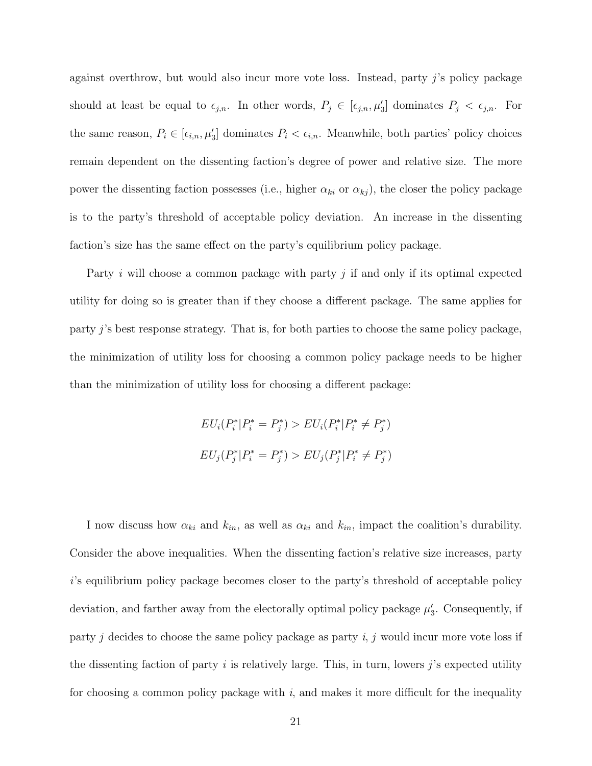against overthrow, but would also incur more vote loss. Instead, party $j$'s policy package should at least be equal to $\epsilon_{j,n}$. In other words, $P_j \in [\epsilon_{j,n}, \mu'_3]$ dominates $P_j < \epsilon_{j,n}$. For the same reason, $P_i \in [\epsilon_{i,n}, \mu'_3]$ dominates $P_i < \epsilon_{i,n}$. Meanwhile, both parties' policy choices remain dependent on the dissenting faction's degree of power and relative size. The more power the dissenting faction possesses (i.e., higher $\alpha_{ki}$ or $\alpha_{kj}$), the closer the policy package is to the party's threshold of acceptable policy deviation. An increase in the dissenting faction's size has the same effect on the party's equilibrium policy package.

Party $i$ will choose a common package with party $j$ if and only if its optimal expected utility for doing so is greater than if they choose a different package. The same applies for party $j$'s best response strategy. That is, for both parties to choose the same policy package, the minimization of utility loss for choosing a common policy package needs to be higher than the minimization of utility loss for choosing a different package:

$$EU_i(P_i^*|P_i^* = P_j^*) > EU_i(P_i^*|P_i^* \neq P_j^*)$$

$$EU_j(P_j^*|P_i^* = P_j^*) > EU_j(P_j^*|P_i^* \neq P_j^*)$$

I now discuss how $\alpha_{ki}$ and $k_{in}$, as well as $\alpha_{ki}$ and $k_{in}$, impact the coalition's durability. Consider the above inequalities. When the dissenting faction's relative size increases, party $i$'s equilibrium policy package becomes closer to the party's threshold of acceptable policy deviation, and farther away from the electorally optimal policy package $\mu'_3$. Consequently, if party $j$ decides to choose the same policy package as party $i$, $j$ would incur more vote loss if the dissenting faction of party $i$ is relatively large. This, in turn, lowers $j$'s expected utility for choosing a common policy package with $i$, and makes it more difficult for the inequality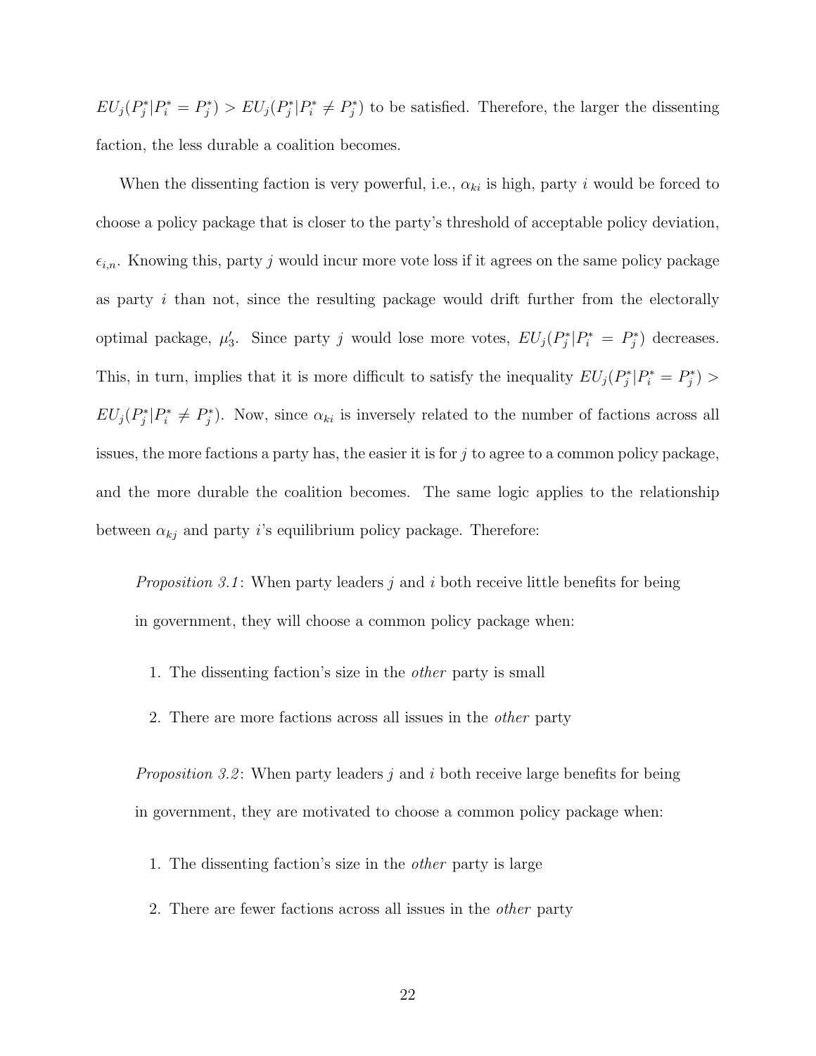$EU_j(P_j^*|P_i^* = P_j^*) > EU_j(P_j^*|P_i^* \neq P_j^*)$ to be satisfied. Therefore, the larger the dissenting faction, the less durable a coalition becomes.

When the dissenting faction is very powerful, i.e., $\alpha_{ki}$ is high, party $i$ would be forced to choose a policy package that is closer to the party's threshold of acceptable policy deviation, $\epsilon_{i,n}$. Knowing this, party $j$ would incur more vote loss if it agrees on the same policy package as party $i$ than not, since the resulting package would drift further from the electorally optimal package, $\mu'_3$. Since party $j$ would lose more votes, $EU_j(P_j^*|P_i^* = P_j^*)$ decreases. This, in turn, implies that it is more difficult to satisfy the inequality $EU_j(P_j^*|P_i^* = P_j^*) > EU_j(P_j^*|P_i^* \neq P_j^*)$. Now, since $\alpha_{ki}$ is inversely related to the number of factions across all issues, the more factions a party has, the easier it is for $j$ to agree to a common policy package, and the more durable the coalition becomes. The same logic applies to the relationship between $\alpha_{kj}$ and party $i$'s equilibrium policy package. Therefore:

> *Proposition 3.1*: When party leaders $j$ and $i$ both receive little benefits for being in government, they will choose a common policy package when:
>
> 1. The dissenting faction's size in the *other* party is small
> 2. There are more factions across all issues in the *other* party

> *Proposition 3.2*: When party leaders $j$ and $i$ both receive large benefits for being in government, they are motivated to choose a common policy package when:
>
> 1. The dissenting faction's size in the *other* party is large
> 2. There are fewer factions across all issues in the *other* party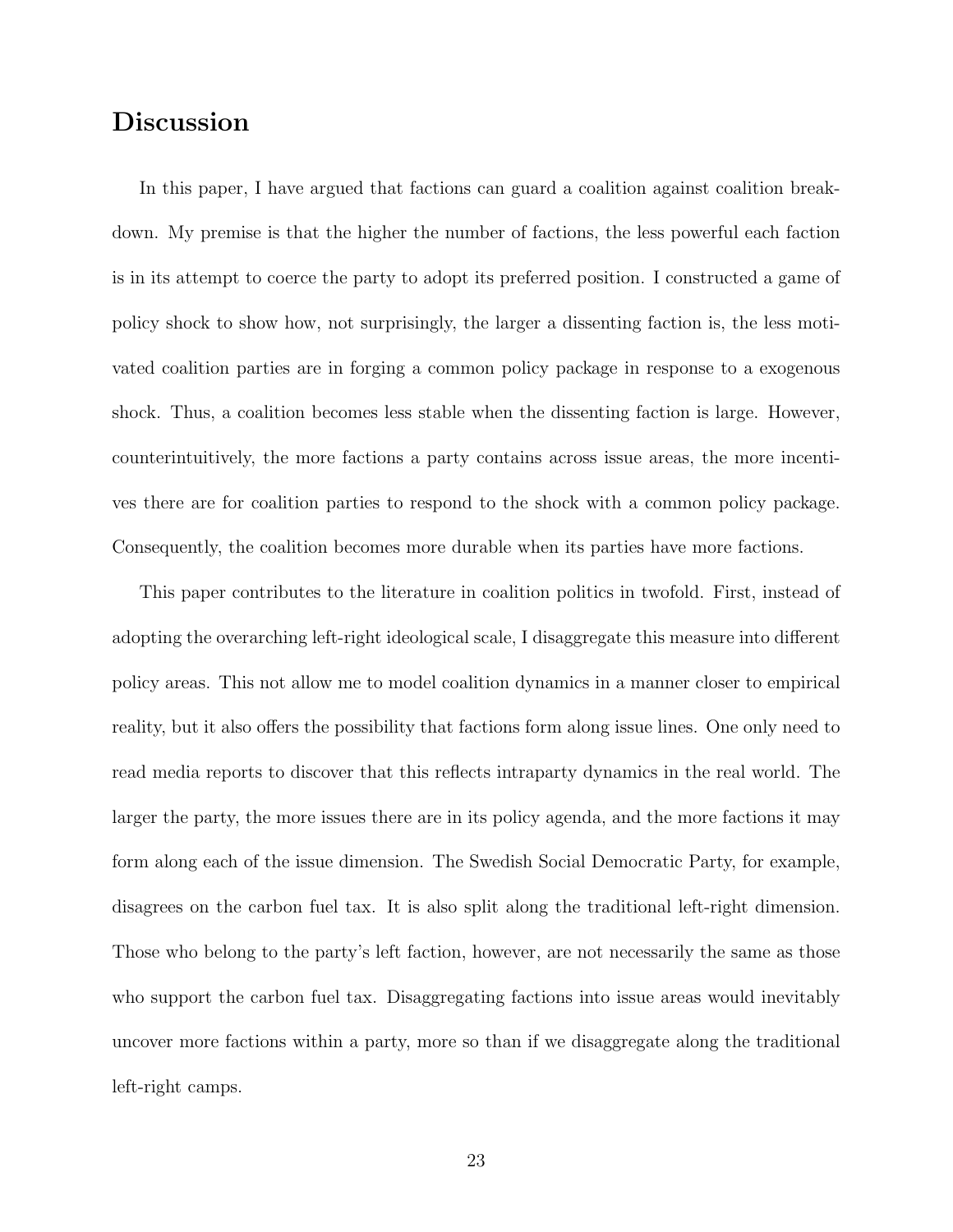# Discussion

In this paper, I have argued that factions can guard a coalition against coalition breakdown. My premise is that the higher the number of factions, the less powerful each faction is in its attempt to coerce the party to adopt its preferred position. I constructed a game of policy shock to show how, not surprisingly, the larger a dissenting faction is, the less motivated coalition parties are in forging a common policy package in response to a exogenous shock. Thus, a coalition becomes less stable when the dissenting faction is large. However, counterintuitively, the more factions a party contains across issue areas, the more incentives there are for coalition parties to respond to the shock with a common policy package. Consequently, the coalition becomes more durable when its parties have more factions.

This paper contributes to the literature in coalition politics in twofold. First, instead of adopting the overarching left-right ideological scale, I disaggregate this measure into different policy areas. This not allow me to model coalition dynamics in a manner closer to empirical reality, but it also offers the possibility that factions form along issue lines. One only need to read media reports to discover that this reflects intraparty dynamics in the real world. The larger the party, the more issues there are in its policy agenda, and the more factions it may form along each of the issue dimension. The Swedish Social Democratic Party, for example, disagrees on the carbon fuel tax. It is also split along the traditional left-right dimension. Those who belong to the party's left faction, however, are not necessarily the same as those who support the carbon fuel tax. Disaggregating factions into issue areas would inevitably uncover more factions within a party, more so than if we disaggregate along the traditional left-right camps.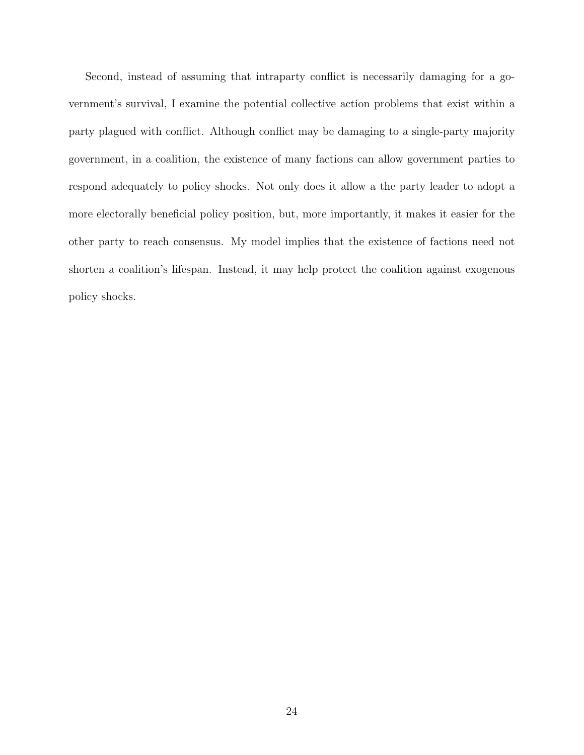Second, instead of assuming that intraparty conflict is necessarily damaging for a government's survival, I examine the potential collective action problems that exist within a party plagued with conflict. Although conflict may be damaging to a single-party majority government, in a coalition, the existence of many factions can allow government parties to respond adequately to policy shocks. Not only does it allow a the party leader to adopt a more electorally beneficial policy position, but, more importantly, it makes it easier for the other party to reach consensus. My model implies that the existence of factions need not shorten a coalition's lifespan. Instead, it may help protect the coalition against exogenous policy shocks.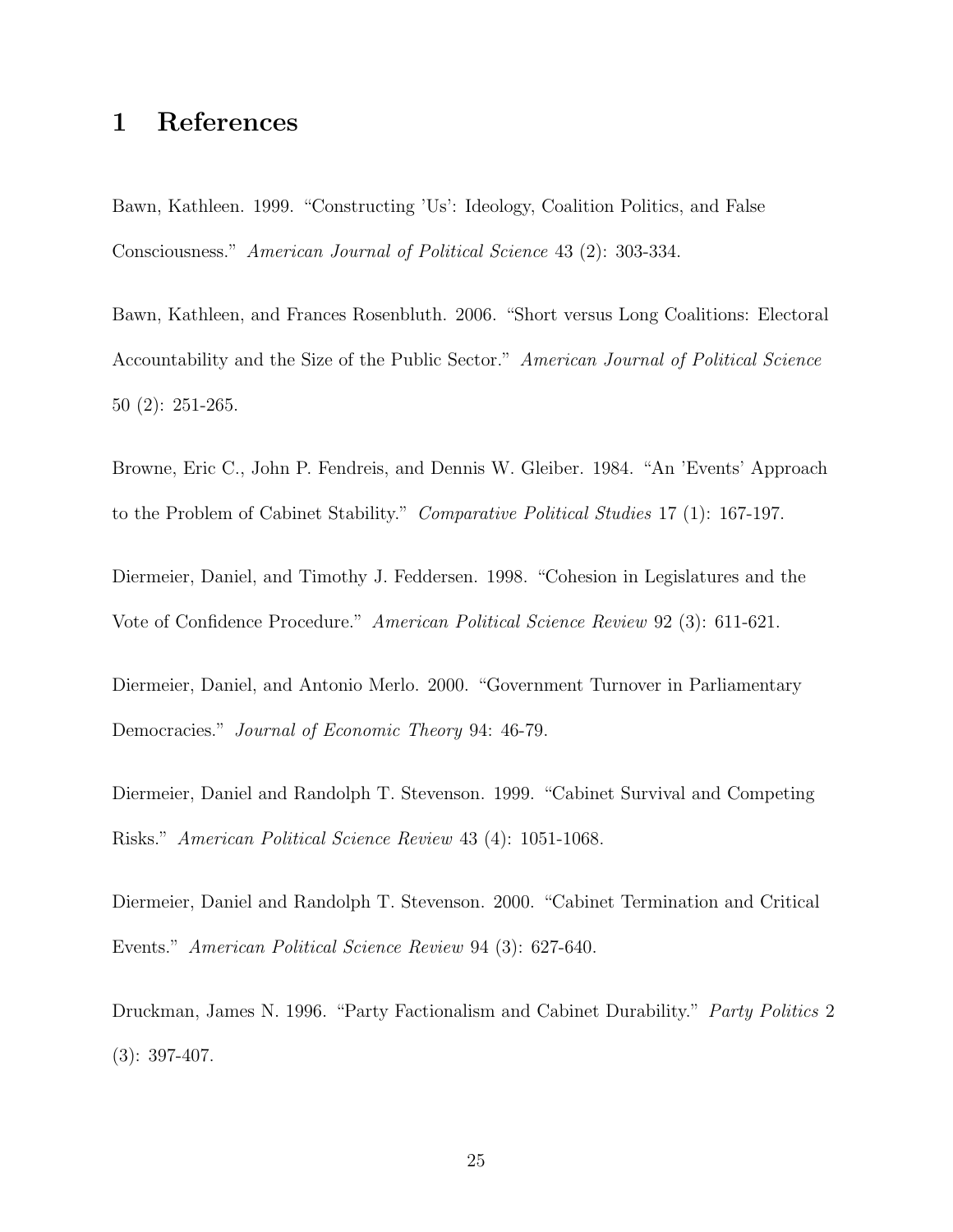# 1 References

Bawn, Kathleen. 1999. "Constructing 'Us': Ideology, Coalition Politics, and False Consciousness." *American Journal of Political Science* 43 (2): 303-334.

Bawn, Kathleen, and Frances Rosenbluth. 2006. "Short versus Long Coalitions: Electoral Accountability and the Size of the Public Sector." *American Journal of Political Science* 50 (2): 251-265.

Browne, Eric C., John P. Fendreis, and Dennis W. Gleiber. 1984. "An 'Events' Approach to the Problem of Cabinet Stability." *Comparative Political Studies* 17 (1): 167-197.

Diermeier, Daniel, and Timothy J. Feddersen. 1998. "Cohesion in Legislatures and the Vote of Confidence Procedure." *American Political Science Review* 92 (3): 611-621.

Diermeier, Daniel, and Antonio Merlo. 2000. "Government Turnover in Parliamentary Democracies." *Journal of Economic Theory* 94: 46-79.

Diermeier, Daniel and Randolph T. Stevenson. 1999. "Cabinet Survival and Competing Risks." *American Political Science Review* 43 (4): 1051-1068.

Diermeier, Daniel and Randolph T. Stevenson. 2000. "Cabinet Termination and Critical Events." *American Political Science Review* 94 (3): 627-640.

Druckman, James N. 1996. "Party Factionalism and Cabinet Durability." *Party Politics* 2 (3): 397-407.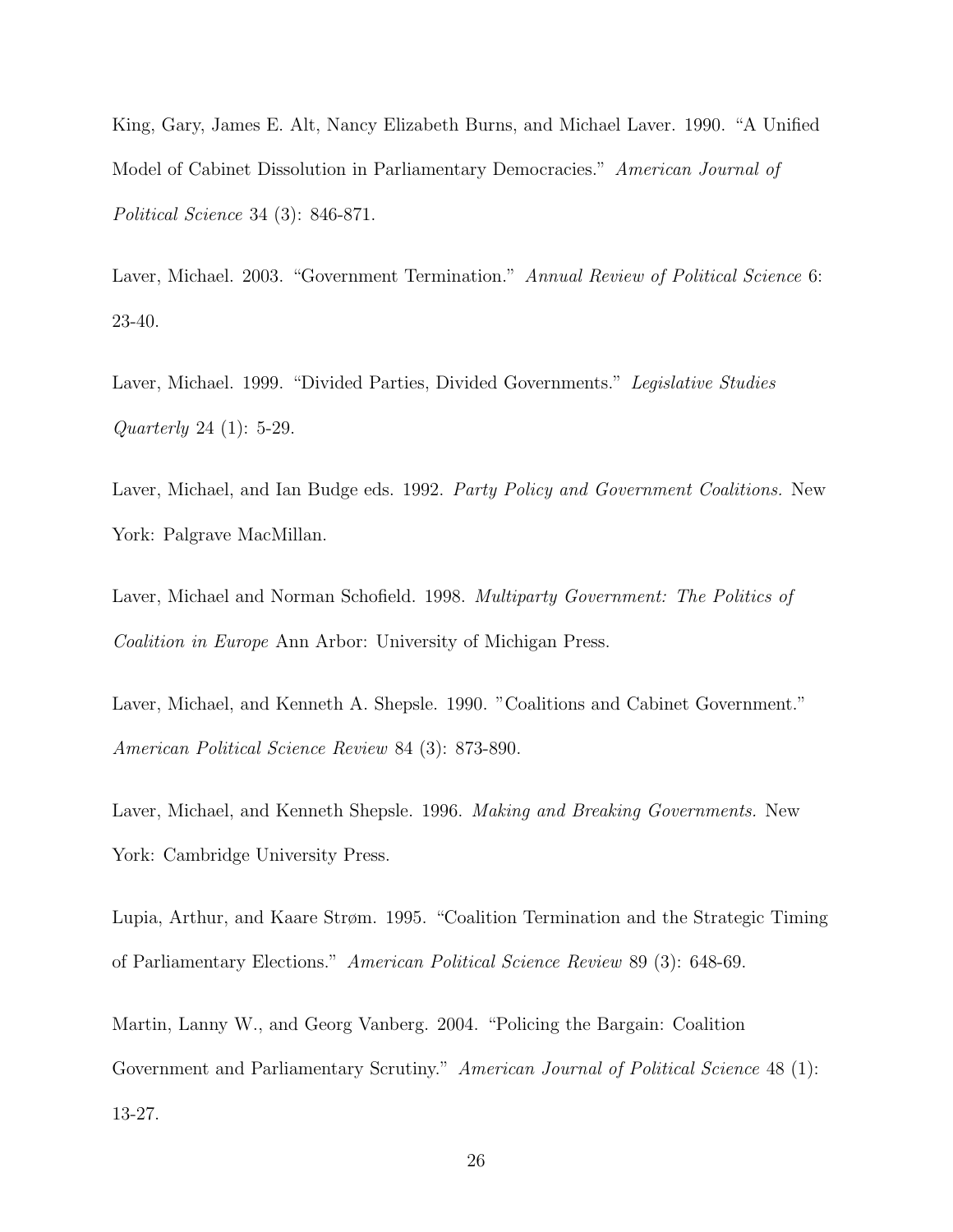King, Gary, James E. Alt, Nancy Elizabeth Burns, and Michael Laver. 1990. "A Unified Model of Cabinet Dissolution in Parliamentary Democracies." *American Journal of Political Science* 34 (3): 846-871.

Laver, Michael. 2003. "Government Termination." *Annual Review of Political Science* 6: 23-40.

Laver, Michael. 1999. "Divided Parties, Divided Governments." *Legislative Studies Quarterly* 24 (1): 5-29.

Laver, Michael, and Ian Budge eds. 1992. *Party Policy and Government Coalitions.* New York: Palgrave MacMillan.

Laver, Michael and Norman Schofield. 1998. *Multiparty Government: The Politics of Coalition in Europe* Ann Arbor: University of Michigan Press.

Laver, Michael, and Kenneth A. Shepsle. 1990. "Coalitions and Cabinet Government." *American Political Science Review* 84 (3): 873-890.

Laver, Michael, and Kenneth Shepsle. 1996. *Making and Breaking Governments.* New York: Cambridge University Press.

Lupia, Arthur, and Kaare Strøm. 1995. "Coalition Termination and the Strategic Timing of Parliamentary Elections." *American Political Science Review* 89 (3): 648-69.

Martin, Lanny W., and Georg Vanberg. 2004. "Policing the Bargain: Coalition Government and Parliamentary Scrutiny." *American Journal of Political Science* 48 (1): 13-27.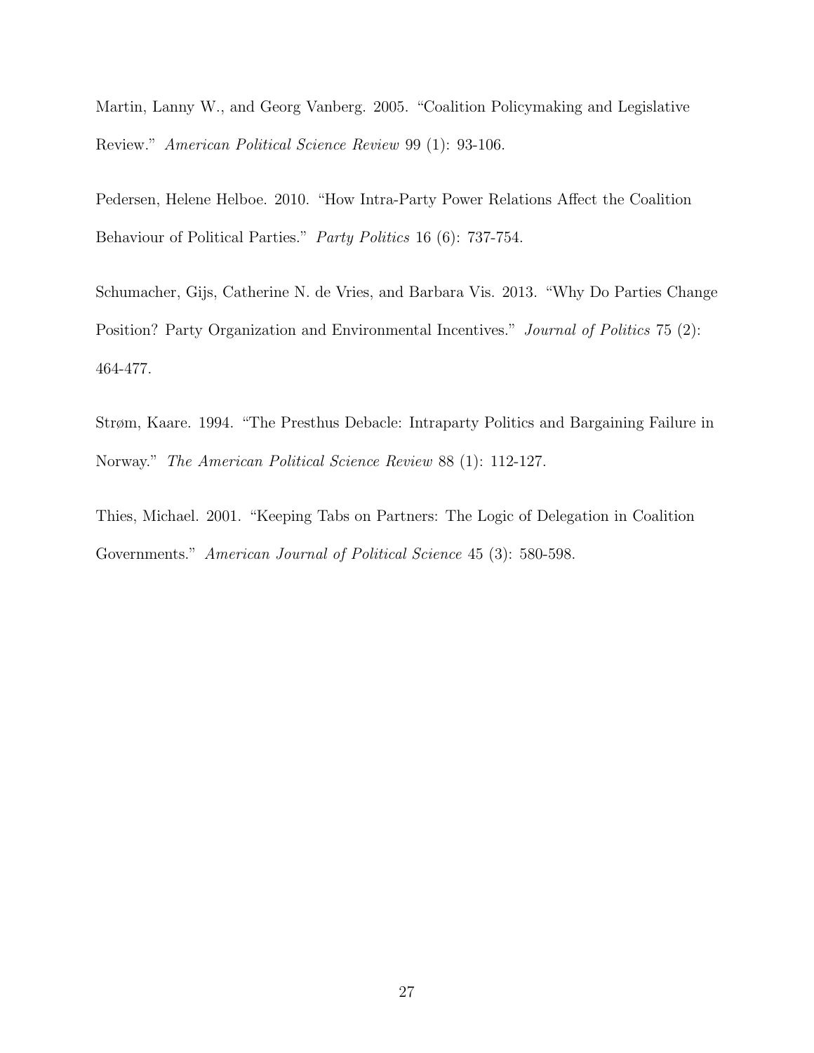Martin, Lanny W., and Georg Vanberg. 2005. "Coalition Policymaking and Legislative Review." *American Political Science Review* 99 (1): 93-106.

Pedersen, Helene Helboe. 2010. "How Intra-Party Power Relations Affect the Coalition Behaviour of Political Parties." *Party Politics* 16 (6): 737-754.

Schumacher, Gijs, Catherine N. de Vries, and Barbara Vis. 2013. "Why Do Parties Change Position? Party Organization and Environmental Incentives." *Journal of Politics* 75 (2): 464-477.

Strøm, Kaare. 1994. "The Presthus Debacle: Intraparty Politics and Bargaining Failure in Norway." *The American Political Science Review* 88 (1): 112-127.

Thies, Michael. 2001. "Keeping Tabs on Partners: The Logic of Delegation in Coalition Governments." *American Journal of Political Science* 45 (3): 580-598.